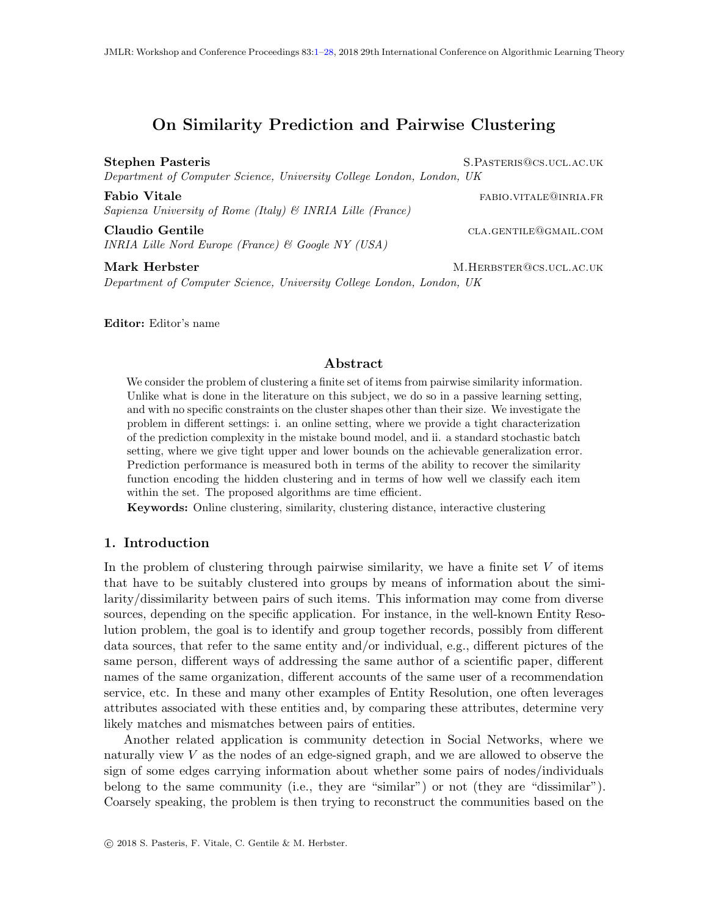# On Similarity Prediction and Pairwise Clustering

**Stephen Pasteris** S.PASTERIS@CS.UCL.AC.UK
*Department of Computer Science, University College London, London, UK*

**Fabio Vitale** FABIO.VITALE@INRIA.FR
*Sapienza University of Rome (Italy) & INRIA Lille (France)*

**Claudio Gentile** CLA.GENTILE@GMAIL.COM
*INRIA Lille Nord Europe (France) & Google NY (USA)*

**Mark Herbster** M.HERBSTER@CS.UCL.AC.UK
*Department of Computer Science, University College London, London, UK*

**Editor:** Editor's name

## Abstract

We consider the problem of clustering a finite set of items from pairwise similarity information. Unlike what is done in the literature on this subject, we do so in a passive learning setting, and with no specific constraints on the cluster shapes other than their size. We investigate the problem in different settings: i. an online setting, where we provide a tight characterization of the prediction complexity in the mistake bound model, and ii. a standard stochastic batch setting, where we give tight upper and lower bounds on the achievable generalization error. Prediction performance is measured both in terms of the ability to recover the similarity function encoding the hidden clustering and in terms of how well we classify each item within the set. The proposed algorithms are time efficient.

**Keywords:** Online clustering, similarity, clustering distance, interactive clustering

## 1. Introduction

In the problem of clustering through pairwise similarity, we have a finite set $V$ of items that have to be suitably clustered into groups by means of information about the similarity/dissimilarity between pairs of such items. This information may come from diverse sources, depending on the specific application. For instance, in the well-known Entity Resolution problem, the goal is to identify and group together records, possibly from different data sources, that refer to the same entity and/or individual, e.g., different pictures of the same person, different ways of addressing the same author of a scientific paper, different names of the same organization, different accounts of the same user of a recommendation service, etc. In these and many other examples of Entity Resolution, one often leverages attributes associated with these entities and, by comparing these attributes, determine very likely matches and mismatches between pairs of entities.

Another related application is community detection in Social Networks, where we naturally view $V$ as the nodes of an edge-signed graph, and we are allowed to observe the sign of some edges carrying information about whether some pairs of nodes/individuals belong to the same community (i.e., they are "similar") or not (they are "dissimilar"). Coarsely speaking, the problem is then trying to reconstruct the communities based on the

© 2018 S. Pasteris, F. Vitale, C. Gentile & M. Herbster.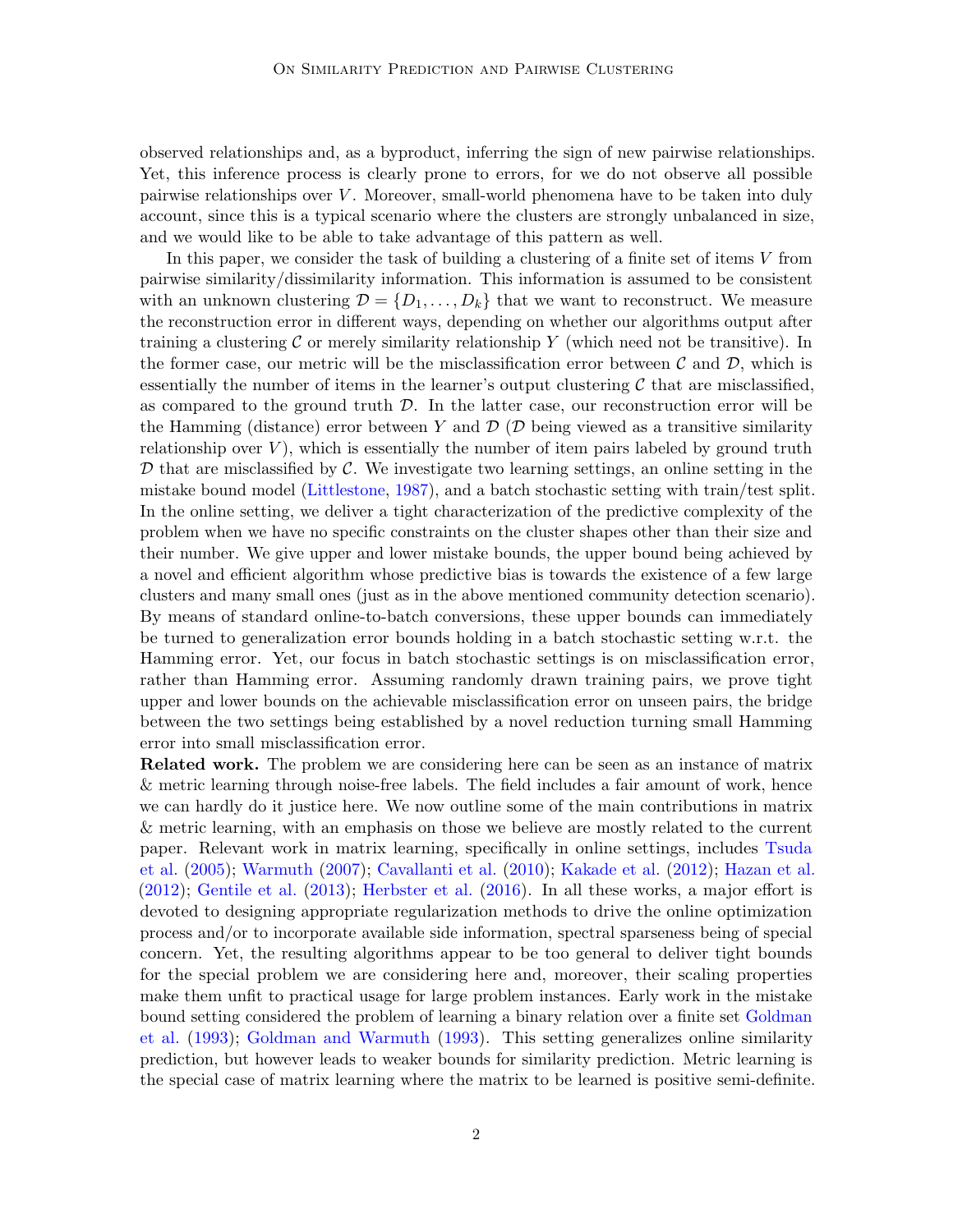observed relationships and, as a byproduct, inferring the sign of new pairwise relationships. Yet, this inference process is clearly prone to errors, for we do not observe all possible pairwise relationships over $V$. Moreover, small-world phenomena have to be taken into duly account, since this is a typical scenario where the clusters are strongly unbalanced in size, and we would like to be able to take advantage of this pattern as well.

In this paper, we consider the task of building a clustering of a finite set of items $V$ from pairwise similarity/dissimilarity information. This information is assumed to be consistent with an unknown clustering $\mathcal{D} = \{D_1, \ldots, D_k\}$ that we want to reconstruct. We measure the reconstruction error in different ways, depending on whether our algorithms output after training a clustering $\mathcal{C}$ or merely similarity relationship $Y$ (which need not be transitive). In the former case, our metric will be the misclassification error between $\mathcal{C}$ and $\mathcal{D}$, which is essentially the number of items in the learner's output clustering $\mathcal{C}$ that are misclassified, as compared to the ground truth $\mathcal{D}$. In the latter case, our reconstruction error will be the Hamming (distance) error between $Y$ and $\mathcal{D}$ ($\mathcal{D}$ being viewed as a transitive similarity relationship over $V$), which is essentially the number of item pairs labeled by ground truth $\mathcal{D}$ that are misclassified by $\mathcal{C}$. We investigate two learning settings, an online setting in the mistake bound model (Littlestone, 1987), and a batch stochastic setting with train/test split. In the online setting, we deliver a tight characterization of the predictive complexity of the problem when we have no specific constraints on the cluster shapes other than their size and their number. We give upper and lower mistake bounds, the upper bound being achieved by a novel and efficient algorithm whose predictive bias is towards the existence of a few large clusters and many small ones (just as in the above mentioned community detection scenario). By means of standard online-to-batch conversions, these upper bounds can immediately be turned to generalization error bounds holding in a batch stochastic setting w.r.t. the Hamming error. Yet, our focus in batch stochastic settings is on misclassification error, rather than Hamming error. Assuming randomly drawn training pairs, we prove tight upper and lower bounds on the achievable misclassification error on unseen pairs, the bridge between the two settings being established by a novel reduction turning small Hamming error into small misclassification error.

**Related work.** The problem we are considering here can be seen as an instance of matrix & metric learning through noise-free labels. The field includes a fair amount of work, hence we can hardly do it justice here. We now outline some of the main contributions in matrix & metric learning, with an emphasis on those we believe are mostly related to the current paper. Relevant work in matrix learning, specifically in online settings, includes Tsuda et al. (2005); Warmuth (2007); Cavallanti et al. (2010); Kakade et al. (2012); Hazan et al. (2012); Gentile et al. (2013); Herbster et al. (2016). In all these works, a major effort is devoted to designing appropriate regularization methods to drive the online optimization process and/or to incorporate available side information, spectral sparseness being of special concern. Yet, the resulting algorithms appear to be too general to deliver tight bounds for the special problem we are considering here and, moreover, their scaling properties make them unfit to practical usage for large problem instances. Early work in the mistake bound setting considered the problem of learning a binary relation over a finite set Goldman et al. (1993); Goldman and Warmuth (1993). This setting generalizes online similarity prediction, but however leads to weaker bounds for similarity prediction. Metric learning is the special case of matrix learning where the matrix to be learned is positive semi-definite.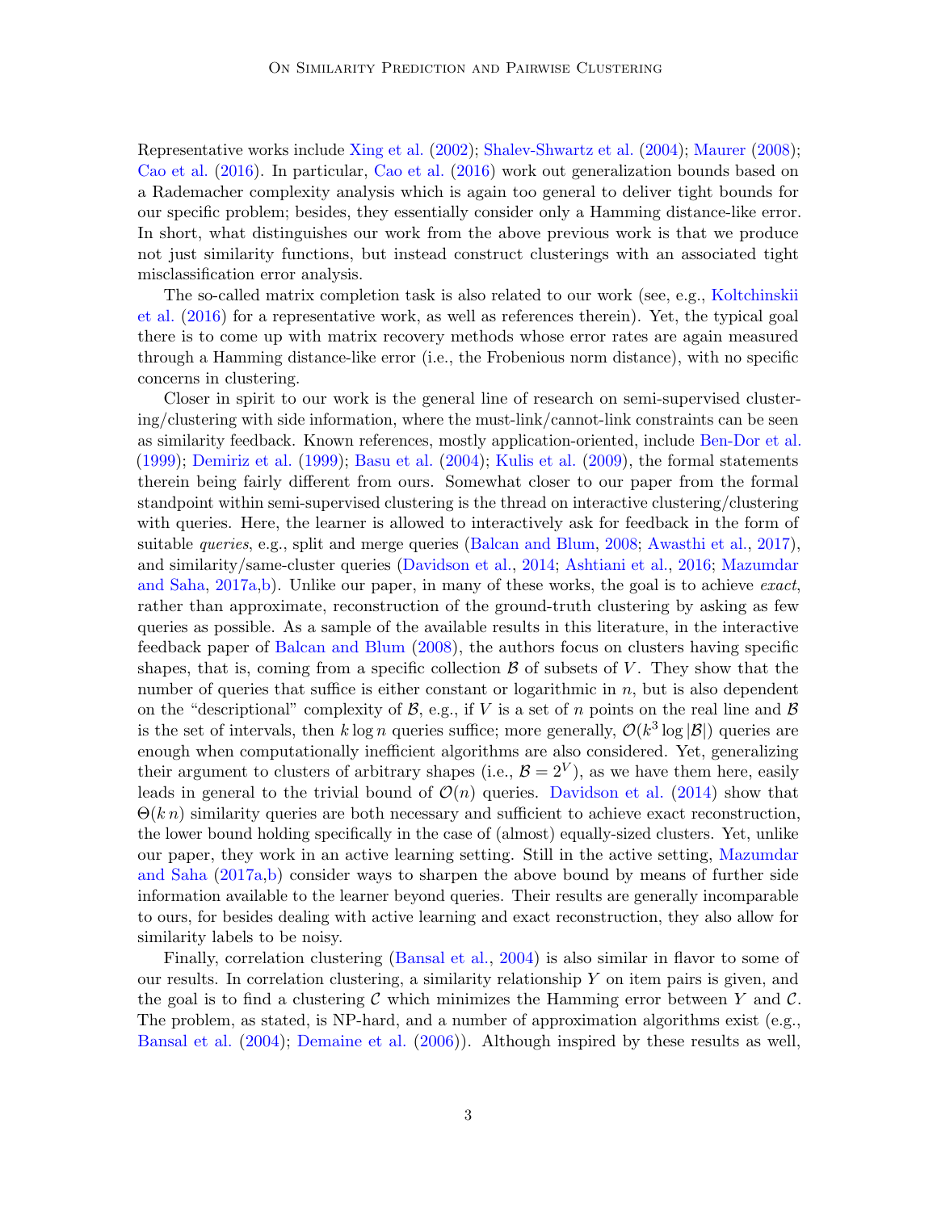Representative works include Xing et al. (2002); Shalev-Shwartz et al. (2004); Maurer (2008); Cao et al. (2016). In particular, Cao et al. (2016) work out generalization bounds based on a Rademacher complexity analysis which is again too general to deliver tight bounds for our specific problem; besides, they essentially consider only a Hamming distance-like error. In short, what distinguishes our work from the above previous work is that we produce not just similarity functions, but instead construct clusterings with an associated tight misclassification error analysis.

The so-called matrix completion task is also related to our work (see, e.g., Koltchinskii et al. (2016) for a representative work, as well as references therein). Yet, the typical goal there is to come up with matrix recovery methods whose error rates are again measured through a Hamming distance-like error (i.e., the Frobenious norm distance), with no specific concerns in clustering.

Closer in spirit to our work is the general line of research on semi-supervised clustering/clustering with side information, where the must-link/cannot-link constraints can be seen as similarity feedback. Known references, mostly application-oriented, include Ben-Dor et al. (1999); Demiriz et al. (1999); Basu et al. (2004); Kulis et al. (2009), the formal statements therein being fairly different from ours. Somewhat closer to our paper from the formal standpoint within semi-supervised clustering is the thread on interactive clustering/clustering with queries. Here, the learner is allowed to interactively ask for feedback in the form of suitable *queries*, e.g., split and merge queries (Balcan and Blum, 2008; Awasthi et al., 2017), and similarity/same-cluster queries (Davidson et al., 2014; Ashtiani et al., 2016; Mazumdar and Saha, 2017a,b). Unlike our paper, in many of these works, the goal is to achieve *exact*, rather than approximate, reconstruction of the ground-truth clustering by asking as few queries as possible. As a sample of the available results in this literature, in the interactive feedback paper of Balcan and Blum (2008), the authors focus on clusters having specific shapes, that is, coming from a specific collection $\mathcal{B}$ of subsets of $V$. They show that the number of queries that suffice is either constant or logarithmic in $n$, but is also dependent on the "descriptional" complexity of $\mathcal{B}$, e.g., if $V$ is a set of $n$ points on the real line and $\mathcal{B}$ is the set of intervals, then $k \log n$ queries suffice; more generally, $\mathcal{O}(k^3 \log |\mathcal{B}|)$ queries are enough when computationally inefficient algorithms are also considered. Yet, generalizing their argument to clusters of arbitrary shapes (i.e., $\mathcal{B} = 2^V$), as we have them here, easily leads in general to the trivial bound of $\mathcal{O}(n)$ queries. Davidson et al. (2014) show that $\Theta(k\, n)$ similarity queries are both necessary and sufficient to achieve exact reconstruction, the lower bound holding specifically in the case of (almost) equally-sized clusters. Yet, unlike our paper, they work in an active learning setting. Still in the active setting, Mazumdar and Saha (2017a,b) consider ways to sharpen the above bound by means of further side information available to the learner beyond queries. Their results are generally incomparable to ours, for besides dealing with active learning and exact reconstruction, they also allow for similarity labels to be noisy.

Finally, correlation clustering (Bansal et al., 2004) is also similar in flavor to some of our results. In correlation clustering, a similarity relationship $Y$ on item pairs is given, and the goal is to find a clustering $\mathcal{C}$ which minimizes the Hamming error between $Y$ and $\mathcal{C}$. The problem, as stated, is NP-hard, and a number of approximation algorithms exist (e.g., Bansal et al. (2004); Demaine et al. (2006)). Although inspired by these results as well,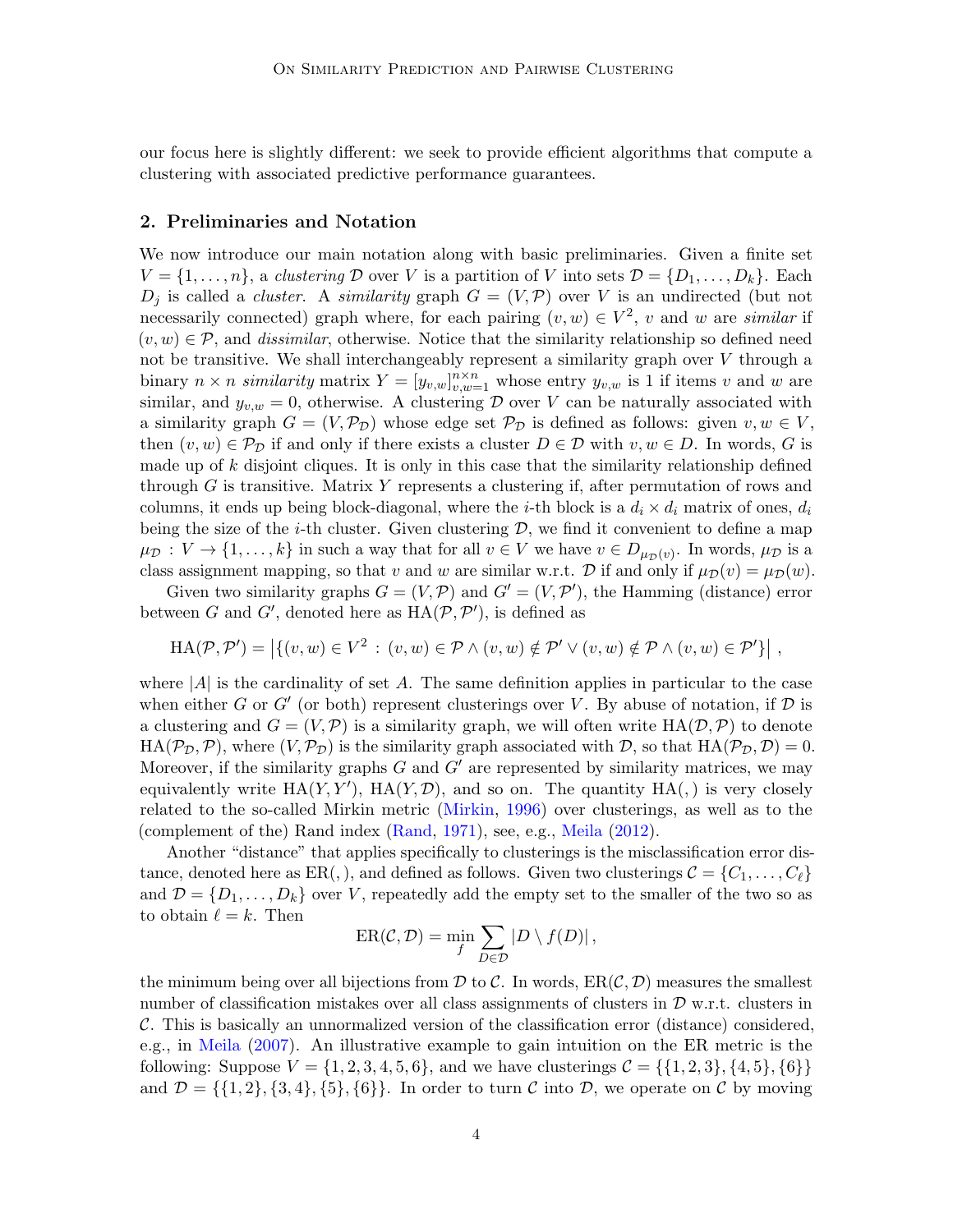our focus here is slightly different: we seek to provide efficient algorithms that compute a clustering with associated predictive performance guarantees.

## 2. Preliminaries and Notation

We now introduce our main notation along with basic preliminaries. Given a finite set $V = \{1, \ldots, n\}$, a *clustering* $\mathcal{D}$ over $V$ is a partition of $V$ into sets $\mathcal{D} = \{D_1, \ldots, D_k\}$. Each $D_j$ is called a *cluster*. A *similarity* graph $G = (V, \mathcal{P})$ over $V$ is an undirected (but not necessarily connected) graph where, for each pairing $(v, w) \in V^2$, $v$ and $w$ are *similar* if $(v, w) \in \mathcal{P}$, and *dissimilar*, otherwise. Notice that the similarity relationship so defined need not be transitive. We shall interchangeably represent a similarity graph over $V$ through a binary $n \times n$ *similarity* matrix $Y = [y_{v,w}]_{v,w=1}^{n \times n}$ whose entry $y_{v,w}$ is 1 if items $v$ and $w$ are similar, and $y_{v,w} = 0$, otherwise. A clustering $\mathcal{D}$ over $V$ can be naturally associated with a similarity graph $G = (V, \mathcal{P}_{\mathcal{D}})$ whose edge set $\mathcal{P}_{\mathcal{D}}$ is defined as follows: given $v, w \in V$, then $(v, w) \in \mathcal{P}_{\mathcal{D}}$ if and only if there exists a cluster $D \in \mathcal{D}$ with $v, w \in D$. In words, $G$ is made up of $k$ disjoint cliques. It is only in this case that the similarity relationship defined through $G$ is transitive. Matrix $Y$ represents a clustering if, after permutation of rows and columns, it ends up being block-diagonal, where the $i$-th block is a $d_i \times d_i$ matrix of ones, $d_i$ being the size of the $i$-th cluster. Given clustering $\mathcal{D}$, we find it convenient to define a map $\mu_{\mathcal{D}} : V \to \{1, \ldots, k\}$ in such a way that for all $v \in V$ we have $v \in D_{\mu_{\mathcal{D}}(v)}$. In words, $\mu_{\mathcal{D}}$ is a class assignment mapping, so that $v$ and $w$ are similar w.r.t. $\mathcal{D}$ if and only if $\mu_{\mathcal{D}}(v) = \mu_{\mathcal{D}}(w)$.

Given two similarity graphs $G = (V, \mathcal{P})$ and $G' = (V, \mathcal{P}')$, the Hamming (distance) error between $G$ and $G'$, denoted here as $\mathrm{HA}(\mathcal{P}, \mathcal{P}')$, is defined as

$$\mathrm{HA}(\mathcal{P}, \mathcal{P}') = \left|\{(v, w) \in V^2 \,:\, (v, w) \in \mathcal{P} \wedge (v, w) \notin \mathcal{P}' \vee (v, w) \notin \mathcal{P} \wedge (v, w) \in \mathcal{P}'\}\right| \,,$$

where $|A|$ is the cardinality of set $A$. The same definition applies in particular to the case when either $G$ or $G'$ (or both) represent clusterings over $V$. By abuse of notation, if $\mathcal{D}$ is a clustering and $G = (V, \mathcal{P})$ is a similarity graph, we will often write $\mathrm{HA}(\mathcal{D}, \mathcal{P})$ to denote $\mathrm{HA}(\mathcal{P}_{\mathcal{D}}, \mathcal{P})$, where $(V, \mathcal{P}_{\mathcal{D}})$ is the similarity graph associated with $\mathcal{D}$, so that $\mathrm{HA}(\mathcal{P}_{\mathcal{D}}, \mathcal{D}) = 0$. Moreover, if the similarity graphs $G$ and $G'$ are represented by similarity matrices, we may equivalently write $\mathrm{HA}(Y, Y')$, $\mathrm{HA}(Y, \mathcal{D})$, and so on. The quantity $\mathrm{HA}(,)$ is very closely related to the so-called Mirkin metric (Mirkin, 1996) over clusterings, as well as to the (complement of the) Rand index (Rand, 1971), see, e.g., Meila (2012).

Another "distance" that applies specifically to clusterings is the misclassification error distance, denoted here as $\mathrm{ER}(,)$, and defined as follows. Given two clusterings $\mathcal{C} = \{C_1, \ldots, C_\ell\}$ and $\mathcal{D} = \{D_1, \ldots, D_k\}$ over $V$, repeatedly add the empty set to the smaller of the two so as to obtain $\ell = k$. Then

$$\mathrm{ER}(\mathcal{C}, \mathcal{D}) = \min_f \sum_{D \in \mathcal{D}} |D \setminus f(D)| \,,$$

the minimum being over all bijections from $\mathcal{D}$ to $\mathcal{C}$. In words, $\mathrm{ER}(\mathcal{C}, \mathcal{D})$ measures the smallest number of classification mistakes over all class assignments of clusters in $\mathcal{D}$ w.r.t. clusters in $\mathcal{C}$. This is basically an unnormalized version of the classification error (distance) considered, e.g., in Meila (2007). An illustrative example to gain intuition on the ER metric is the following: Suppose $V = \{1, 2, 3, 4, 5, 6\}$, and we have clusterings $\mathcal{C} = \{\{1, 2, 3\}, \{4, 5\}, \{6\}\}$ and $\mathcal{D} = \{\{1, 2\}, \{3, 4\}, \{5\}, \{6\}\}$. In order to turn $\mathcal{C}$ into $\mathcal{D}$, we operate on $\mathcal{C}$ by moving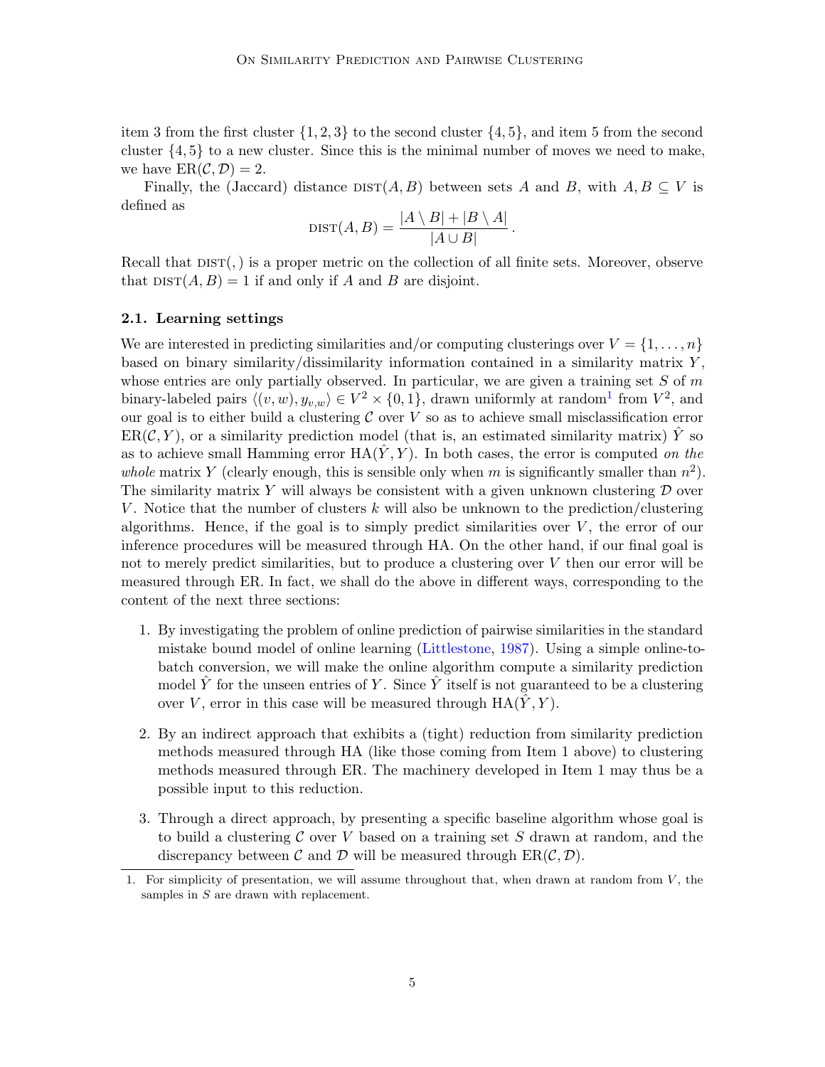item 3 from the first cluster $\{1, 2, 3\}$ to the second cluster $\{4, 5\}$, and item 5 from the second cluster $\{4, 5\}$ to a new cluster. Since this is the minimal number of moves we need to make, we have $\mathrm{ER}(\mathcal{C}, \mathcal{D}) = 2$.

Finally, the (Jaccard) distance $\mathrm{DIST}(A, B)$ between sets $A$ and $B$, with $A, B \subseteq V$ is defined as

$$\mathrm{DIST}(A, B) = \frac{|A \setminus B| + |B \setminus A|}{|A \cup B|}\,.$$

Recall that $\mathrm{DIST}(,)$ is a proper metric on the collection of all finite sets. Moreover, observe that $\mathrm{DIST}(A, B) = 1$ if and only if $A$ and $B$ are disjoint.

### 2.1. Learning settings

We are interested in predicting similarities and/or computing clusterings over $V = \{1, \ldots, n\}$ based on binary similarity/dissimilarity information contained in a similarity matrix $Y$, whose entries are only partially observed. In particular, we are given a training set $S$ of $m$ binary-labeled pairs $\langle (v, w), y_{v,w} \rangle \in V^2 \times \{0, 1\}$, drawn uniformly at random[1] from $V^2$, and our goal is to either build a clustering $\mathcal{C}$ over $V$ so as to achieve small misclassification error $\mathrm{ER}(\mathcal{C}, Y)$, or a similarity prediction model (that is, an estimated similarity matrix) $\hat{Y}$ so as to achieve small Hamming error $\mathrm{HA}(\hat{Y}, Y)$. In both cases, the error is computed *on the whole* matrix $Y$ (clearly enough, this is sensible only when $m$ is significantly smaller than $n^2$). The similarity matrix $Y$ will always be consistent with a given unknown clustering $\mathcal{D}$ over $V$. Notice that the number of clusters $k$ will also be unknown to the prediction/clustering algorithms. Hence, if the goal is to simply predict similarities over $V$, the error of our inference procedures will be measured through HA. On the other hand, if our final goal is not to merely predict similarities, but to produce a clustering over $V$ then our error will be measured through ER. In fact, we shall do the above in different ways, corresponding to the content of the next three sections:

1. By investigating the problem of online prediction of pairwise similarities in the standard mistake bound model of online learning (Littlestone, 1987). Using a simple online-to-batch conversion, we will make the online algorithm compute a similarity prediction model $\hat{Y}$ for the unseen entries of $Y$. Since $\hat{Y}$ itself is not guaranteed to be a clustering over $V$, error in this case will be measured through $\mathrm{HA}(\hat{Y}, Y)$.

2. By an indirect approach that exhibits a (tight) reduction from similarity prediction methods measured through HA (like those coming from Item 1 above) to clustering methods measured through ER. The machinery developed in Item 1 may thus be a possible input to this reduction.

3. Through a direct approach, by presenting a specific baseline algorithm whose goal is to build a clustering $\mathcal{C}$ over $V$ based on a training set $S$ drawn at random, and the discrepancy between $\mathcal{C}$ and $\mathcal{D}$ will be measured through $\mathrm{ER}(\mathcal{C}, \mathcal{D})$.

---

1. For simplicity of presentation, we will assume throughout that, when drawn at random from $V$, the samples in $S$ are drawn with replacement.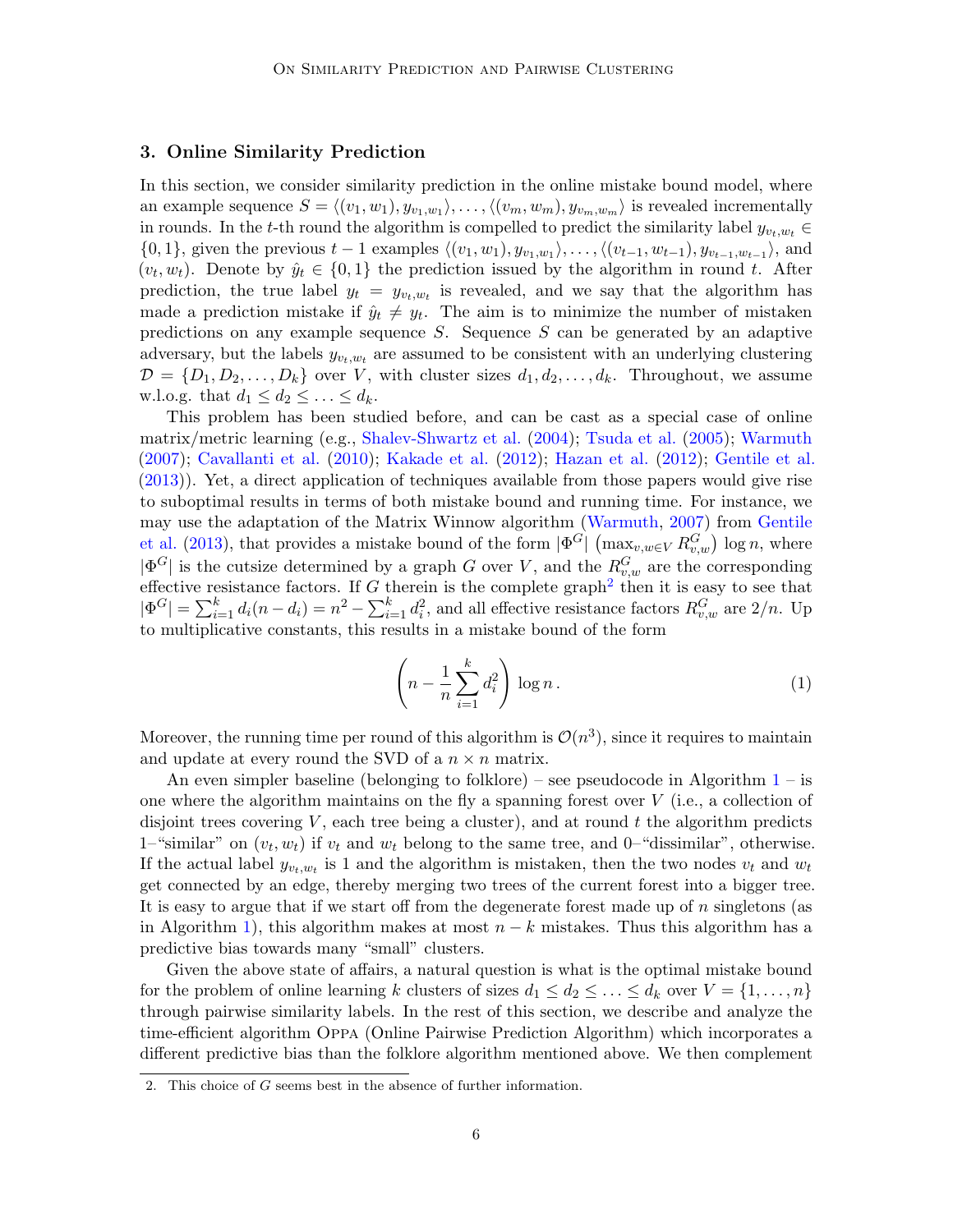## 3. Online Similarity Prediction

In this section, we consider similarity prediction in the online mistake bound model, where an example sequence $S = \langle (v_1, w_1), y_{v_1,w_1} \rangle, \ldots, \langle (v_m, w_m), y_{v_m,w_m} \rangle$ is revealed incrementally in rounds. In the $t$-th round the algorithm is compelled to predict the similarity label $y_{v_t,w_t} \in \{0, 1\}$, given the previous $t-1$ examples $\langle (v_1, w_1), y_{v_1,w_1} \rangle, \ldots, \langle (v_{t-1}, w_{t-1}), y_{v_{t-1},w_{t-1}} \rangle$, and $(v_t, w_t)$. Denote by $\hat{y}_t \in \{0, 1\}$ the prediction issued by the algorithm in round $t$. After prediction, the true label $y_t = y_{v_t,w_t}$ is revealed, and we say that the algorithm has made a prediction mistake if $\hat{y}_t \neq y_t$. The aim is to minimize the number of mistaken predictions on any example sequence $S$. Sequence $S$ can be generated by an adaptive adversary, but the labels $y_{v_t,w_t}$ are assumed to be consistent with an underlying clustering $\mathcal{D} = \{D_1, D_2, \ldots, D_k\}$ over $V$, with cluster sizes $d_1, d_2, \ldots, d_k$. Throughout, we assume w.l.o.g. that $d_1 \le d_2 \le \ldots \le d_k$.

This problem has been studied before, and can be cast as a special case of online matrix/metric learning (e.g., Shalev-Shwartz et al. (2004); Tsuda et al. (2005); Warmuth (2007); Cavallanti et al. (2010); Kakade et al. (2012); Hazan et al. (2012); Gentile et al. (2013)). Yet, a direct application of techniques available from those papers would give rise to suboptimal results in terms of both mistake bound and running time. For instance, we may use the adaptation of the Matrix Winnow algorithm (Warmuth, 2007) from Gentile et al. (2013), that provides a mistake bound of the form $|\Phi^G| \left(\max_{v,w \in V} R^G_{v,w}\right) \log n$, where $|\Phi^G|$ is the cutsize determined by a graph $G$ over $V$, and the $R^G_{v,w}$ are the corresponding effective resistance factors. If $G$ therein is the complete graph[2] then it is easy to see that $|\Phi^G| = \sum_{i=1}^k d_i(n - d_i) = n^2 - \sum_{i=1}^k d_i^2$, and all effective resistance factors $R^G_{v,w}$ are $2/n$. Up to multiplicative constants, this results in a mistake bound of the form

$$\left( n - \frac{1}{n} \sum_{i=1}^k d_i^2 \right) \log n\,. \tag{1}$$

Moreover, the running time per round of this algorithm is $\mathcal{O}(n^3)$, since it requires to maintain and update at every round the SVD of a $n \times n$ matrix.

An even simpler baseline (belonging to folklore) – see pseudocode in Algorithm 1 – is one where the algorithm maintains on the fly a spanning forest over $V$ (i.e., a collection of disjoint trees covering $V$, each tree being a cluster), and at round $t$ the algorithm predicts 1–"similar" on $(v_t, w_t)$ if $v_t$ and $w_t$ belong to the same tree, and 0–"dissimilar", otherwise. If the actual label $y_{v_t,w_t}$ is 1 and the algorithm is mistaken, then the two nodes $v_t$ and $w_t$ get connected by an edge, thereby merging two trees of the current forest into a bigger tree. It is easy to argue that if we start off from the degenerate forest made up of $n$ singletons (as in Algorithm 1), this algorithm makes at most $n - k$ mistakes. Thus this algorithm has a predictive bias towards many "small" clusters.

Given the above state of affairs, a natural question is what is the optimal mistake bound for the problem of online learning $k$ clusters of sizes $d_1 \le d_2 \le \ldots \le d_k$ over $V = \{1, \ldots, n\}$ through pairwise similarity labels. In the rest of this section, we describe and analyze the time-efficient algorithm Oppa (Online Pairwise Prediction Algorithm) which incorporates a different predictive bias than the folklore algorithm mentioned above. We then complement

2. This choice of $G$ seems best in the absence of further information.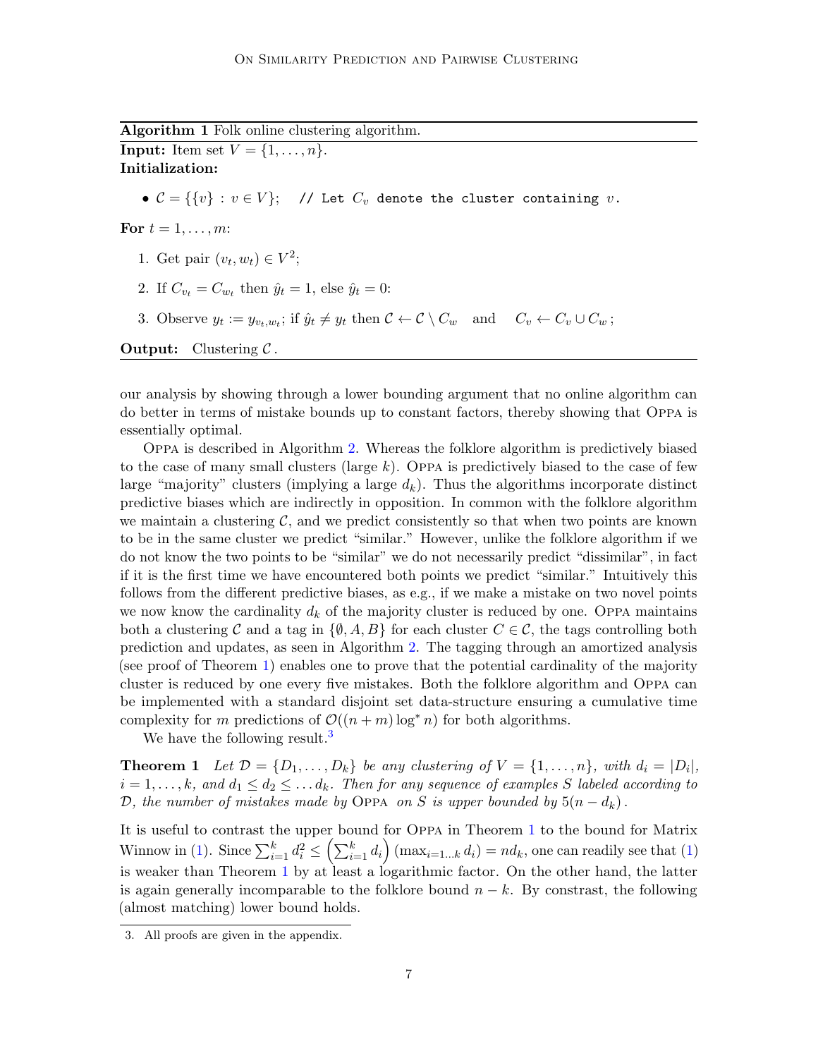**Algorithm 1** Folk online clustering algorithm.

**Input:** Item set $V = \{1, \ldots, n\}$.
**Initialization:**

- $\mathcal{C} = \{\{v\} : v \in V\}$; `// Let` $C_v$ `denote the cluster containing` $v$.

**For** $t = 1, \ldots, m$:

1. Get pair $(v_t, w_t) \in V^2$;
2. If $C_{v_t} = C_{w_t}$ then $\hat{y}_t = 1$, else $\hat{y}_t = 0$:
3. Observe $y_t := y_{v_t, w_t}$; if $\hat{y}_t \neq y_t$ then $\mathcal{C} \leftarrow \mathcal{C} \setminus C_w$ and $C_v \leftarrow C_v \cup C_w$;

**Output:** Clustering $\mathcal{C}$.

our analysis by showing through a lower bounding argument that no online algorithm can do better in terms of mistake bounds up to constant factors, thereby showing that Oppa is essentially optimal.

Oppa is described in Algorithm 2. Whereas the folklore algorithm is predictively biased to the case of many small clusters (large $k$). Oppa is predictively biased to the case of few large "majority" clusters (implying a large $d_k$). Thus the algorithms incorporate distinct predictive biases which are indirectly in opposition. In common with the folklore algorithm we maintain a clustering $\mathcal{C}$, and we predict consistently so that when two points are known to be in the same cluster we predict "similar." However, unlike the folklore algorithm if we do not know the two points to be "similar" we do not necessarily predict "dissimilar", in fact if it is the first time we have encountered both points we predict "similar." Intuitively this follows from the different predictive biases, as e.g., if we make a mistake on two novel points we now know the cardinality $d_k$ of the majority cluster is reduced by one. Oppa maintains both a clustering $\mathcal{C}$ and a tag in $\{\emptyset, A, B\}$ for each cluster $C \in \mathcal{C}$, the tags controlling both prediction and updates, as seen in Algorithm 2. The tagging through an amortized analysis (see proof of Theorem 1) enables one to prove that the potential cardinality of the majority cluster is reduced by one every five mistakes. Both the folklore algorithm and Oppa can be implemented with a standard disjoint set data-structure ensuring a cumulative time complexity for $m$ predictions of $\mathcal{O}((n + m) \log^* n)$ for both algorithms.

We have the following result.[3]

**Theorem 1** *Let $\mathcal{D} = \{D_1, \ldots, D_k\}$ be any clustering of $V = \{1, \ldots, n\}$, with $d_i = |D_i|$, $i = 1, \ldots, k$, and $d_1 \leq d_2 \leq \ldots d_k$. Then for any sequence of examples $S$ labeled according to $\mathcal{D}$, the number of mistakes made by* Oppa *on $S$ is upper bounded by $5(n - d_k)$.*

It is useful to contrast the upper bound for Oppa in Theorem 1 to the bound for Matrix Winnow in (1). Since $\sum_{i=1}^{k} d_i^2 \leq \left(\sum_{i=1}^{k} d_i\right) (\max_{i=1\ldots k} d_i) = n d_k$, one can readily see that (1) is weaker than Theorem 1 by at least a logarithmic factor. On the other hand, the latter is again generally incomparable to the folklore bound $n - k$. By constrast, the following (almost matching) lower bound holds.

3. All proofs are given in the appendix.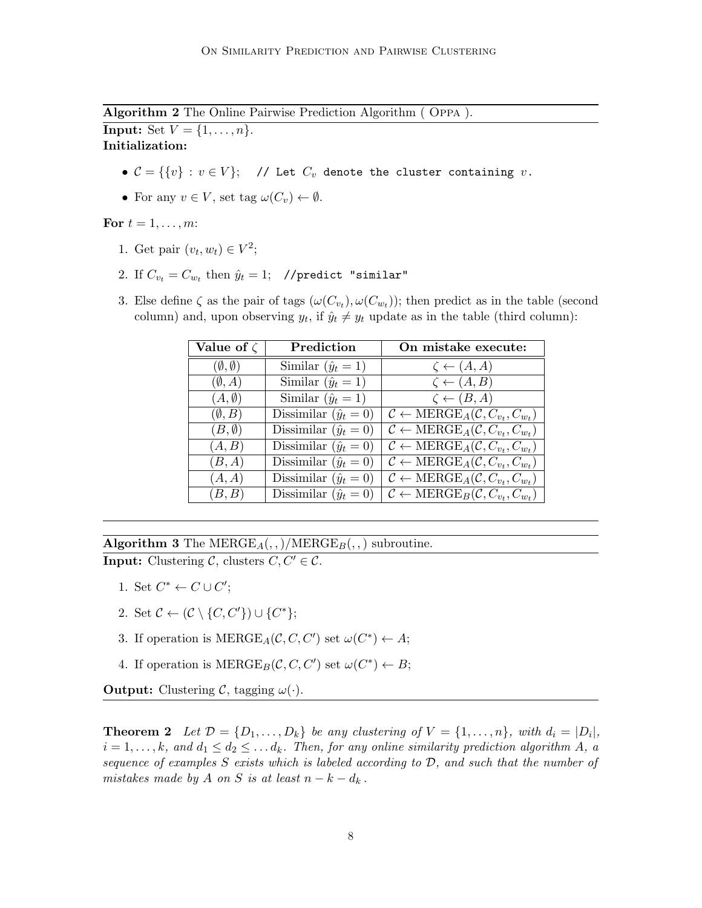**Algorithm 2** The Online Pairwise Prediction Algorithm ( Oppa ).

**Input:** Set $V = \{1, \ldots, n\}$.

**Initialization:**

- $\mathcal{C} = \{\{v\} : v \in V\}$; `// Let` $C_v$ `denote the cluster containing` $v$.
- For any $v \in V$, set tag $\omega(C_v) \leftarrow \emptyset$.

**For** $t = 1, \ldots, m$:

1. Get pair $(v_t, w_t) \in V^2$;
2. If $C_{v_t} = C_{w_t}$ then $\hat{y}_t = 1$; `//predict "similar"`
3. Else define $\zeta$ as the pair of tags $(\omega(C_{v_t}), \omega(C_{w_t}))$; then predict as in the table (second column) and, upon observing $y_t$, if $\hat{y}_t \neq y_t$ update as in the table (third column):

| Value of $\zeta$ | Prediction | On mistake execute: |
|---|---|---|
| $(\emptyset, \emptyset)$ | Similar ($\hat{y}_t = 1$) | $\zeta \leftarrow (A, A)$ |
| $(\emptyset, A)$ | Similar ($\hat{y}_t = 1$) | $\zeta \leftarrow (A, B)$ |
| $(A, \emptyset)$ | Similar ($\hat{y}_t = 1$) | $\zeta \leftarrow (B, A)$ |
| $(\emptyset, B)$ | Dissimilar ($\hat{y}_t = 0$) | $\mathcal{C} \leftarrow \text{MERGE}_A(\mathcal{C}, C_{v_t}, C_{w_t})$ |
| $(B, \emptyset)$ | Dissimilar ($\hat{y}_t = 0$) | $\mathcal{C} \leftarrow \text{MERGE}_A(\mathcal{C}, C_{v_t}, C_{w_t})$ |
| $(A, B)$ | Dissimilar ($\hat{y}_t = 0$) | $\mathcal{C} \leftarrow \text{MERGE}_A(\mathcal{C}, C_{v_t}, C_{w_t})$ |
| $(B, A)$ | Dissimilar ($\hat{y}_t = 0$) | $\mathcal{C} \leftarrow \text{MERGE}_A(\mathcal{C}, C_{v_t}, C_{w_t})$ |
| $(A, A)$ | Dissimilar ($\hat{y}_t = 0$) | $\mathcal{C} \leftarrow \text{MERGE}_A(\mathcal{C}, C_{v_t}, C_{w_t})$ |
| $(B, B)$ | Dissimilar ($\hat{y}_t = 0$) | $\mathcal{C} \leftarrow \text{MERGE}_B(\mathcal{C}, C_{v_t}, C_{w_t})$ |

**Algorithm 3** The $\text{MERGE}_A(,,)/\text{MERGE}_B(,,)$ subroutine.

**Input:** Clustering $\mathcal{C}$, clusters $C, C' \in \mathcal{C}$.

1. Set $C^* \leftarrow C \cup C'$;
2. Set $\mathcal{C} \leftarrow (\mathcal{C} \setminus \{C, C'\}) \cup \{C^*\}$;
3. If operation is $\text{MERGE}_A(\mathcal{C}, C, C')$ set $\omega(C^*) \leftarrow A$;
4. If operation is $\text{MERGE}_B(\mathcal{C}, C, C')$ set $\omega(C^*) \leftarrow B$;

**Output:** Clustering $\mathcal{C}$, tagging $\omega(\cdot)$.

**Theorem 2** *Let $\mathcal{D} = \{D_1, \ldots, D_k\}$ be any clustering of $V = \{1, \ldots, n\}$, with $d_i = |D_i|$, $i = 1, \ldots, k$, and $d_1 \leq d_2 \leq \ldots d_k$. Then, for any online similarity prediction algorithm $A$, a sequence of examples $S$ exists which is labeled according to $\mathcal{D}$, and such that the number of mistakes made by $A$ on $S$ is at least $n - k - d_k$.*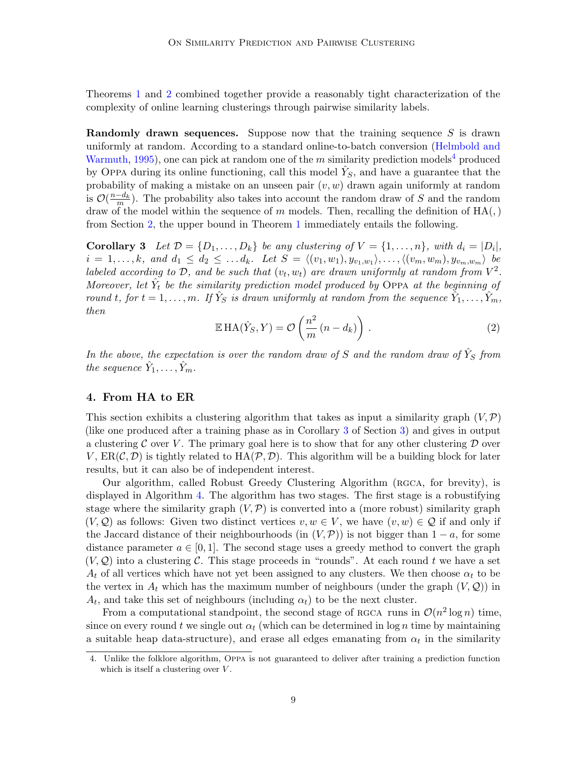Theorems 1 and 2 combined together provide a reasonably tight characterization of the complexity of online learning clusterings through pairwise similarity labels.

**Randomly drawn sequences.** Suppose now that the training sequence $S$ is drawn uniformly at random. According to a standard online-to-batch conversion (Helmbold and Warmuth, 1995), one can pick at random one of the $m$ similarity prediction models[4] produced by Oppa during its online functioning, call this model $\hat{Y}_S$, and have a guarantee that the probability of making a mistake on an unseen pair $(v, w)$ drawn again uniformly at random is $\mathcal{O}(\frac{n-d_k}{m})$. The probability also takes into account the random draw of $S$ and the random draw of the model within the sequence of $m$ models. Then, recalling the definition of HA(, ) from Section 2, the upper bound in Theorem 1 immediately entails the following.

**Corollary 3** *Let $\mathcal{D} = \{D_1, \ldots, D_k\}$ be any clustering of $V = \{1, \ldots, n\}$, with $d_i = |D_i|$, $i = 1, \ldots, k$, and $d_1 \le d_2 \le \ldots d_k$. Let $S = \langle (v_1, w_1), y_{v_1,w_1} \rangle, \ldots, \langle (v_m, w_m), y_{v_m,w_m} \rangle$ be labeled according to $\mathcal{D}$, and be such that $(v_t, w_t)$ are drawn uniformly at random from $V^2$. Moreover, let $\hat{Y}_t$ be the similarity prediction model produced by* Oppa *at the beginning of round $t$, for $t = 1, \ldots, m$. If $\hat{Y}_S$ is drawn uniformly at random from the sequence $\hat{Y}_1, \ldots, \hat{Y}_m$, then*

$$\mathbb{E}\,\mathrm{HA}(\hat{Y}_S, Y) = \mathcal{O}\left(\frac{n^2}{m}\,(n - d_k)\right). \tag{2}$$

*In the above, the expectation is over the random draw of $S$ and the random draw of $\hat{Y}_S$ from the sequence $\hat{Y}_1, \ldots, \hat{Y}_m$.*

## 4. From HA to ER

This section exhibits a clustering algorithm that takes as input a similarity graph $(V, \mathcal{P})$ (like one produced after a training phase as in Corollary 3 of Section 3) and gives in output a clustering $\mathcal{C}$ over $V$. The primary goal here is to show that for any other clustering $\mathcal{D}$ over $V$, $\mathrm{ER}(\mathcal{C}, \mathcal{D})$ is tightly related to $\mathrm{HA}(\mathcal{P}, \mathcal{D})$. This algorithm will be a building block for later results, but it can also be of independent interest.

Our algorithm, called Robust Greedy Clustering Algorithm (rgca, for brevity), is displayed in Algorithm 4. The algorithm has two stages. The first stage is a robustifying stage where the similarity graph $(V, \mathcal{P})$ is converted into a (more robust) similarity graph $(V, \mathcal{Q})$ as follows: Given two distinct vertices $v, w \in V$, we have $(v, w) \in \mathcal{Q}$ if and only if the Jaccard distance of their neighbourhoods (in $(V, \mathcal{P})$) is not bigger than $1 - a$, for some distance parameter $a \in [0, 1]$. The second stage uses a greedy method to convert the graph $(V, \mathcal{Q})$ into a clustering $\mathcal{C}$. This stage proceeds in "rounds". At each round $t$ we have a set $A_t$ of all vertices which have not yet been assigned to any clusters. We then choose $\alpha_t$ to be the vertex in $A_t$ which has the maximum number of neighbours (under the graph $(V, \mathcal{Q})$) in $A_t$, and take this set of neighbours (including $\alpha_t$) to be the next cluster.

From a computational standpoint, the second stage of rgca runs in $\mathcal{O}(n^2 \log n)$ time, since on every round $t$ we single out $\alpha_t$ (which can be determined in $\log n$ time by maintaining a suitable heap data-structure), and erase all edges emanating from $\alpha_t$ in the similarity

4. Unlike the folklore algorithm, Oppa is not guaranteed to deliver after training a prediction function which is itself a clustering over $V$.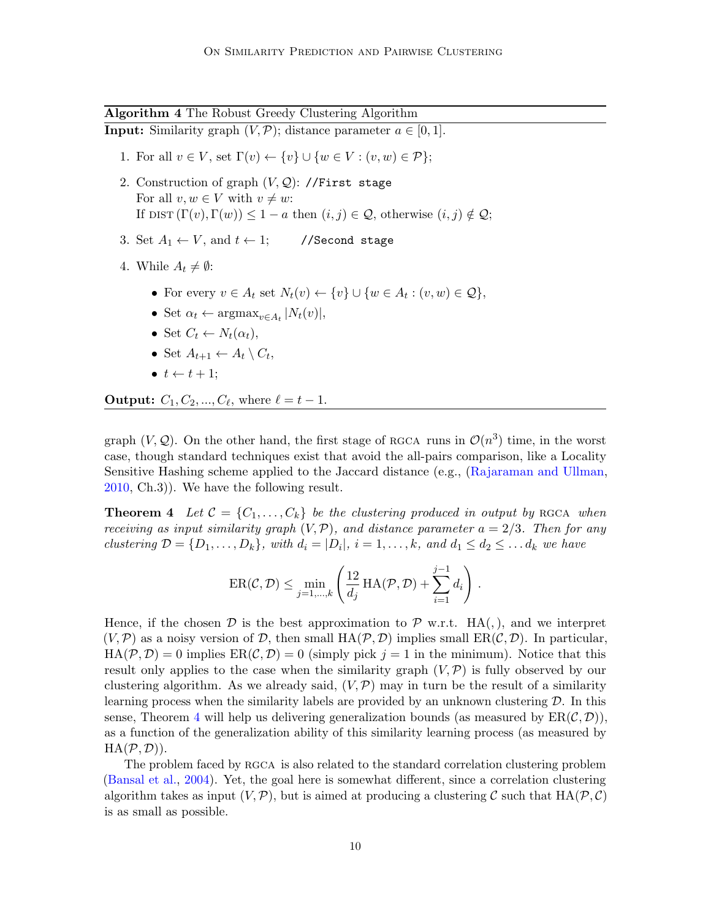**Algorithm 4** The Robust Greedy Clustering Algorithm

**Input:** Similarity graph $(V, \mathcal{P})$; distance parameter $a \in [0, 1]$.

1. For all $v \in V$, set $\Gamma(v) \leftarrow \{v\} \cup \{w \in V : (v, w) \in \mathcal{P}\}$;
2. Construction of graph $(V, \mathcal{Q})$: `//First stage`
   For all $v, w \in V$ with $v \neq w$:
   If $\text{DIST}\,(\Gamma(v), \Gamma(w)) \leq 1 - a$ then $(i, j) \in \mathcal{Q}$, otherwise $(i, j) \notin \mathcal{Q}$;
3. Set $A_1 \leftarrow V$, and $t \leftarrow 1$; `//Second stage`
4. While $A_t \neq \emptyset$:
   - For every $v \in A_t$ set $N_t(v) \leftarrow \{v\} \cup \{w \in A_t : (v, w) \in \mathcal{Q}\}$,
   - Set $\alpha_t \leftarrow \text{argmax}_{v \in A_t} |N_t(v)|$,
   - Set $C_t \leftarrow N_t(\alpha_t)$,
   - Set $A_{t+1} \leftarrow A_t \setminus C_t$,
   - $t \leftarrow t + 1$;

**Output:** $C_1, C_2, ..., C_\ell$, where $\ell = t - 1$.

graph $(V, \mathcal{Q})$. On the other hand, the first stage of RGCA runs in $\mathcal{O}(n^3)$ time, in the worst case, though standard techniques exist that avoid the all-pairs comparison, like a Locality Sensitive Hashing scheme applied to the Jaccard distance (e.g., (Rajaraman and Ullman, 2010, Ch.3)). We have the following result.

**Theorem 4** *Let $\mathcal{C} = \{C_1, \ldots, C_k\}$ be the clustering produced in output by* RGCA *when receiving as input similarity graph $(V, \mathcal{P})$, and distance parameter $a = 2/3$. Then for any clustering $\mathcal{D} = \{D_1, \ldots, D_k\}$, with $d_i = |D_i|$, $i = 1, \ldots, k$, and $d_1 \leq d_2 \leq \ldots d_k$ we have*

$$\text{ER}(\mathcal{C}, \mathcal{D}) \leq \min_{j=1,\ldots,k} \left( \frac{12}{d_j} \,\text{HA}(\mathcal{P}, \mathcal{D}) + \sum_{i=1}^{j-1} d_i \right).$$

Hence, if the chosen $\mathcal{D}$ is the best approximation to $\mathcal{P}$ w.r.t. $\text{HA}(,)$, and we interpret $(V, \mathcal{P})$ as a noisy version of $\mathcal{D}$, then small $\text{HA}(\mathcal{P}, \mathcal{D})$ implies small $\text{ER}(\mathcal{C}, \mathcal{D})$. In particular, $\text{HA}(\mathcal{P}, \mathcal{D}) = 0$ implies $\text{ER}(\mathcal{C}, \mathcal{D}) = 0$ (simply pick $j = 1$ in the minimum). Notice that this result only applies to the case when the similarity graph $(V, \mathcal{P})$ is fully observed by our clustering algorithm. As we already said, $(V, \mathcal{P})$ may in turn be the result of a similarity learning process when the similarity labels are provided by an unknown clustering $\mathcal{D}$. In this sense, Theorem 4 will help us delivering generalization bounds (as measured by $\text{ER}(\mathcal{C}, \mathcal{D})$), as a function of the generalization ability of this similarity learning process (as measured by $\text{HA}(\mathcal{P}, \mathcal{D})$).

The problem faced by RGCA is also related to the standard correlation clustering problem (Bansal et al., 2004). Yet, the goal here is somewhat different, since a correlation clustering algorithm takes as input $(V, \mathcal{P})$, but is aimed at producing a clustering $\mathcal{C}$ such that $\text{HA}(\mathcal{P}, \mathcal{C})$ is as small as possible.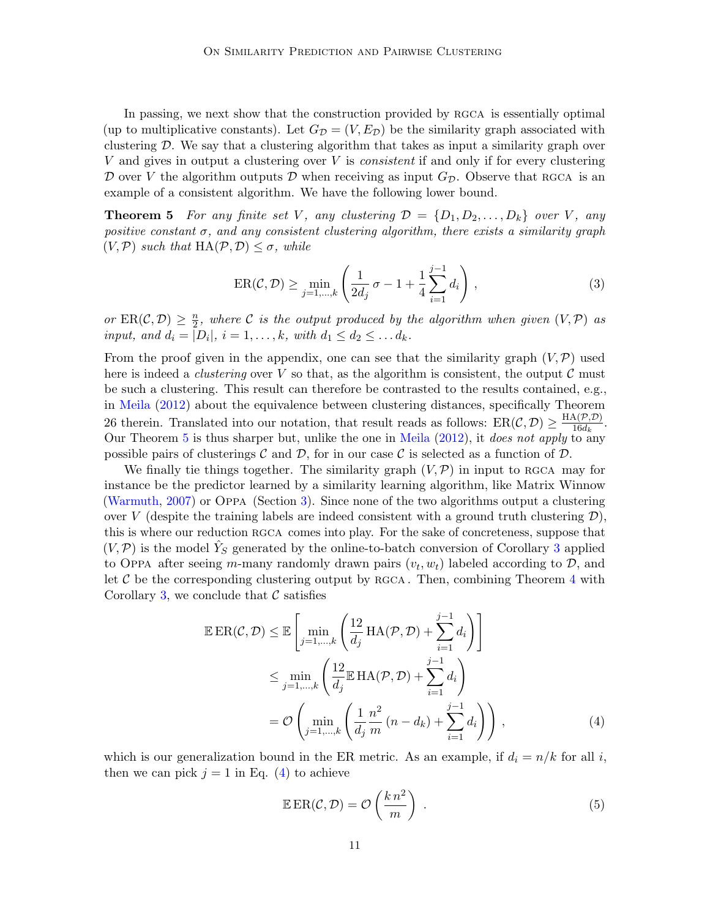In passing, we next show that the construction provided by RGCA is essentially optimal (up to multiplicative constants). Let $G_{\mathcal{D}} = (V, E_{\mathcal{D}})$ be the similarity graph associated with clustering $\mathcal{D}$. We say that a clustering algorithm that takes as input a similarity graph over $V$ and gives in output a clustering over $V$ is *consistent* if and only if for every clustering $\mathcal{D}$ over $V$ the algorithm outputs $\mathcal{D}$ when receiving as input $G_{\mathcal{D}}$. Observe that RGCA is an example of a consistent algorithm. We have the following lower bound.

**Theorem 5** *For any finite set $V$, any clustering $\mathcal{D} = \{D_1, D_2, \ldots, D_k\}$ over $V$, any positive constant $\sigma$, and any consistent clustering algorithm, there exists a similarity graph $(V, \mathcal{P})$ such that $\mathrm{HA}(\mathcal{P}, \mathcal{D}) \leq \sigma$, while*

$$\mathrm{ER}(\mathcal{C}, \mathcal{D}) \geq \min_{j=1,\ldots,k} \left( \frac{1}{2d_j}\, \sigma - 1 + \frac{1}{4} \sum_{i=1}^{j-1} d_i \right) , \tag{3}$$

*or $\mathrm{ER}(\mathcal{C}, \mathcal{D}) \geq \frac{n}{2}$, where $\mathcal{C}$ is the output produced by the algorithm when given $(V, \mathcal{P})$ as input, and $d_i = |D_i|$, $i = 1, \ldots, k$, with $d_1 \leq d_2 \leq \ldots d_k$.*

From the proof given in the appendix, one can see that the similarity graph $(V, \mathcal{P})$ used here is indeed a *clustering* over $V$ so that, as the algorithm is consistent, the output $\mathcal{C}$ must be such a clustering. This result can therefore be contrasted to the results contained, e.g., in Meila (2012) about the equivalence between clustering distances, specifically Theorem 26 therein. Translated into our notation, that result reads as follows: $\mathrm{ER}(\mathcal{C}, \mathcal{D}) \geq \frac{\mathrm{HA}(\mathcal{P},\mathcal{D})}{16 d_k}$. Our Theorem 5 is thus sharper but, unlike the one in Meila (2012), it *does not apply* to any possible pairs of clusterings $\mathcal{C}$ and $\mathcal{D}$, for in our case $\mathcal{C}$ is selected as a function of $\mathcal{D}$.

We finally tie things together. The similarity graph $(V, \mathcal{P})$ in input to RGCA may for instance be the predictor learned by a similarity learning algorithm, like Matrix Winnow (Warmuth, 2007) or OPPA (Section 3). Since none of the two algorithms output a clustering over $V$ (despite the training labels are indeed consistent with a ground truth clustering $\mathcal{D}$), this is where our reduction RGCA comes into play. For the sake of concreteness, suppose that $(V, \mathcal{P})$ is the model $\hat{Y}_S$ generated by the online-to-batch conversion of Corollary 3 applied to OPPA after seeing $m$-many randomly drawn pairs $(v_t, w_t)$ labeled according to $\mathcal{D}$, and let $\mathcal{C}$ be the corresponding clustering output by RGCA. Then, combining Theorem 4 with Corollary 3, we conclude that $\mathcal{C}$ satisfies

$$\begin{aligned}
\mathbb{E}\, \mathrm{ER}(\mathcal{C}, \mathcal{D}) &\leq \mathbb{E} \left[ \min_{j=1,\ldots,k} \left( \frac{12}{d_j} \mathrm{HA}(\mathcal{P}, \mathcal{D}) + \sum_{i=1}^{j-1} d_i \right) \right] \\
&\leq \min_{j=1,\ldots,k} \left( \frac{12}{d_j} \mathbb{E}\, \mathrm{HA}(\mathcal{P}, \mathcal{D}) + \sum_{i=1}^{j-1} d_i \right) \\
&= \mathcal{O} \left( \min_{j=1,\ldots,k} \left( \frac{1}{d_j} \frac{n^2}{m} (n - d_k) + \sum_{i=1}^{j-1} d_i \right) \right) ,
\end{aligned} \tag{4}$$

which is our generalization bound in the ER metric. As an example, if $d_i = n/k$ for all $i$, then we can pick $j = 1$ in Eq. (4) to achieve

$$\mathbb{E}\, \mathrm{ER}(\mathcal{C}, \mathcal{D}) = \mathcal{O} \left( \frac{k\, n^2}{m} \right) . \tag{5}$$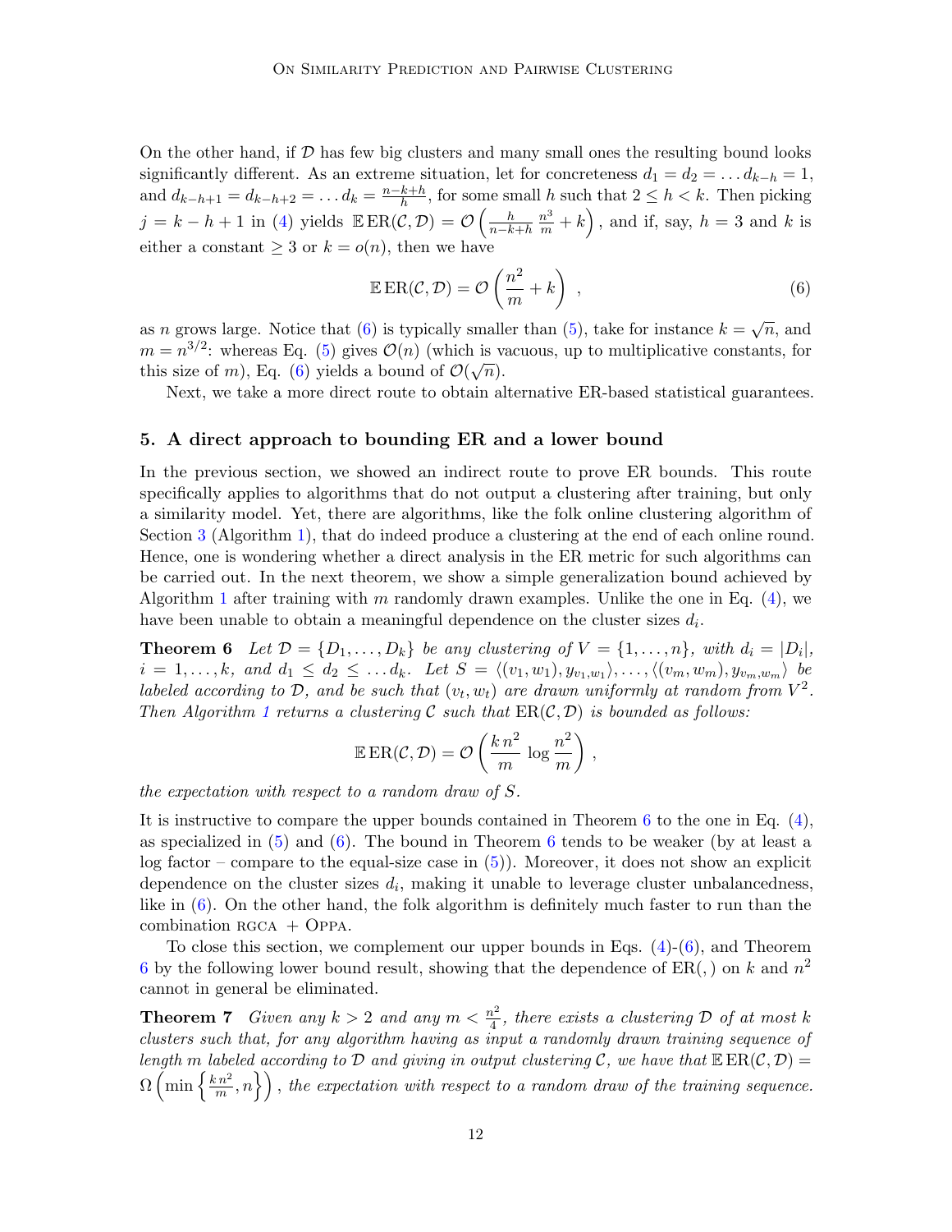On the other hand, if $\mathcal{D}$ has few big clusters and many small ones the resulting bound looks significantly different. As an extreme situation, let for concreteness $d_1 = d_2 = \ldots d_{k-h} = 1$, and $d_{k-h+1} = d_{k-h+2} = \ldots d_k = \frac{n-k+h}{h}$, for some small $h$ such that $2 \leq h < k$. Then picking $j = k - h + 1$ in (4) yields $\mathbb{E}\, \mathrm{ER}(\mathcal{C}, \mathcal{D}) = \mathcal{O}\left(\frac{h}{n-k+h}\, \frac{n^3}{m} + k\right)$, and if, say, $h = 3$ and $k$ is either a constant $\geq 3$ or $k = o(n)$, then we have

$$\mathbb{E}\, \mathrm{ER}(\mathcal{C}, \mathcal{D}) = \mathcal{O}\left(\frac{n^2}{m} + k\right) , \tag{6}$$

as $n$ grows large. Notice that (6) is typically smaller than (5), take for instance $k = \sqrt{n}$, and $m = n^{3/2}$: whereas Eq. (5) gives $\mathcal{O}(n)$ (which is vacuous, up to multiplicative constants, for this size of $m$), Eq. (6) yields a bound of $\mathcal{O}(\sqrt{n})$.

Next, we take a more direct route to obtain alternative ER-based statistical guarantees.

## 5. A direct approach to bounding ER and a lower bound

In the previous section, we showed an indirect route to prove ER bounds. This route specifically applies to algorithms that do not output a clustering after training, but only a similarity model. Yet, there are algorithms, like the folk online clustering algorithm of Section 3 (Algorithm 1), that do indeed produce a clustering at the end of each online round. Hence, one is wondering whether a direct analysis in the ER metric for such algorithms can be carried out. In the next theorem, we show a simple generalization bound achieved by Algorithm 1 after training with $m$ randomly drawn examples. Unlike the one in Eq. (4), we have been unable to obtain a meaningful dependence on the cluster sizes $d_i$.

**Theorem 6** *Let $\mathcal{D} = \{D_1, \ldots, D_k\}$ be any clustering of $V = \{1, \ldots, n\}$, with $d_i = |D_i|$, $i = 1, \ldots, k$, and $d_1 \leq d_2 \leq \ldots d_k$. Let $S = \langle (v_1, w_1), y_{v_1,w_1} \rangle, \ldots, \langle (v_m, w_m), y_{v_m,w_m} \rangle$ be labeled according to $\mathcal{D}$, and be such that $(v_t, w_t)$ are drawn uniformly at random from $V^2$. Then Algorithm 1 returns a clustering $\mathcal{C}$ such that $\mathrm{ER}(\mathcal{C}, \mathcal{D})$ is bounded as follows:*

$$\mathbb{E}\, \mathrm{ER}(\mathcal{C}, \mathcal{D}) = \mathcal{O}\left(\frac{k\, n^2}{m}\, \log \frac{n^2}{m}\right) ,$$

*the expectation with respect to a random draw of $S$.*

It is instructive to compare the upper bounds contained in Theorem 6 to the one in Eq. (4), as specialized in (5) and (6). The bound in Theorem 6 tends to be weaker (by at least a log factor – compare to the equal-size case in (5)). Moreover, it does not show an explicit dependence on the cluster sizes $d_i$, making it unable to leverage cluster unbalancedness, like in (6). On the other hand, the folk algorithm is definitely much faster to run than the combination RGCA + OPPA.

To close this section, we complement our upper bounds in Eqs. (4)-(6), and Theorem 6 by the following lower bound result, showing that the dependence of ER(, ) on $k$ and $n^2$ cannot in general be eliminated.

**Theorem 7** *Given any $k > 2$ and any $m < \frac{n^2}{4}$, there exists a clustering $\mathcal{D}$ of at most $k$ clusters such that, for any algorithm having as input a randomly drawn training sequence of length $m$ labeled according to $\mathcal{D}$ and giving in output clustering $\mathcal{C}$, we have that $\mathbb{E}\, \mathrm{ER}(\mathcal{C}, \mathcal{D}) = \Omega\left(\min\left\{\frac{k\, n^2}{m}, n\right\}\right)$, the expectation with respect to a random draw of the training sequence.*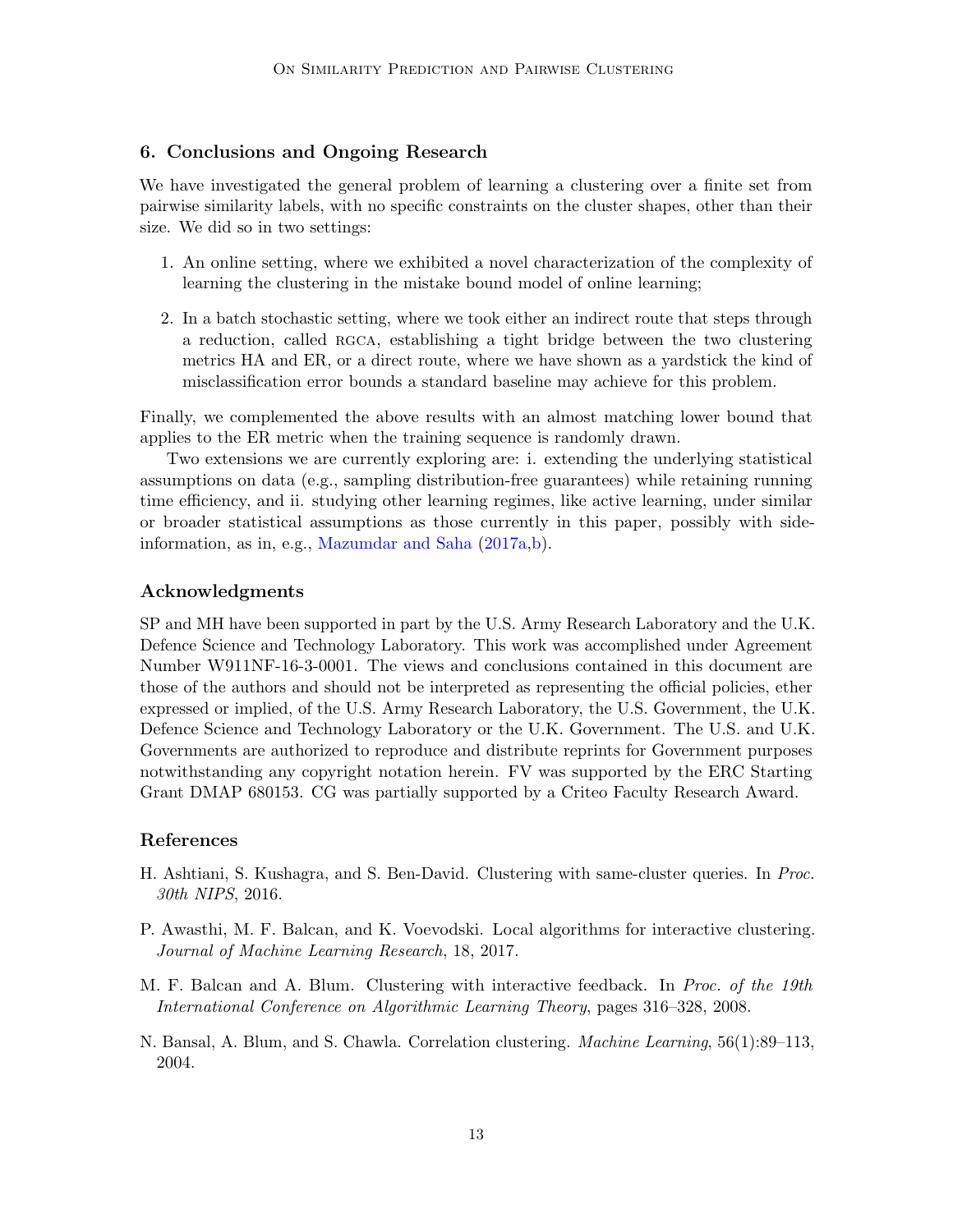## 6. Conclusions and Ongoing Research

We have investigated the general problem of learning a clustering over a finite set from pairwise similarity labels, with no specific constraints on the cluster shapes, other than their size. We did so in two settings:

1. An online setting, where we exhibited a novel characterization of the complexity of learning the clustering in the mistake bound model of online learning;
2. In a batch stochastic setting, where we took either an indirect route that steps through a reduction, called RGCA, establishing a tight bridge between the two clustering metrics HA and ER, or a direct route, where we have shown as a yardstick the kind of misclassification error bounds a standard baseline may achieve for this problem.

Finally, we complemented the above results with an almost matching lower bound that applies to the ER metric when the training sequence is randomly drawn.

Two extensions we are currently exploring are: i. extending the underlying statistical assumptions on data (e.g., sampling distribution-free guarantees) while retaining running time efficiency, and ii. studying other learning regimes, like active learning, under similar or broader statistical assumptions as those currently in this paper, possibly with side-information, as in, e.g., Mazumdar and Saha (2017a,b).

## Acknowledgments

SP and MH have been supported in part by the U.S. Army Research Laboratory and the U.K. Defence Science and Technology Laboratory. This work was accomplished under Agreement Number W911NF-16-3-0001. The views and conclusions contained in this document are those of the authors and should not be interpreted as representing the official policies, ether expressed or implied, of the U.S. Army Research Laboratory, the U.S. Government, the U.K. Defence Science and Technology Laboratory or the U.K. Government. The U.S. and U.K. Governments are authorized to reproduce and distribute reprints for Government purposes notwithstanding any copyright notation herein. FV was supported by the ERC Starting Grant DMAP 680153. CG was partially supported by a Criteo Faculty Research Award.

## References

H. Ashtiani, S. Kushagra, and S. Ben-David. Clustering with same-cluster queries. In *Proc. 30th NIPS*, 2016.

P. Awasthi, M. F. Balcan, and K. Voevodski. Local algorithms for interactive clustering. *Journal of Machine Learning Research*, 18, 2017.

M. F. Balcan and A. Blum. Clustering with interactive feedback. In *Proc. of the 19th International Conference on Algorithmic Learning Theory*, pages 316–328, 2008.

N. Bansal, A. Blum, and S. Chawla. Correlation clustering. *Machine Learning*, 56(1):89–113, 2004.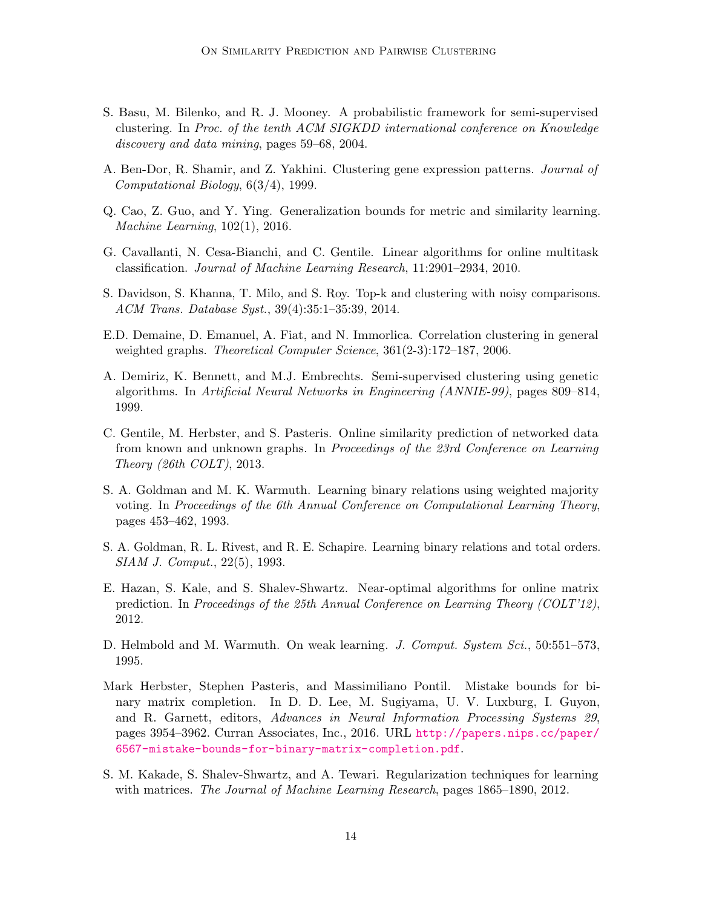S. Basu, M. Bilenko, and R. J. Mooney. A probabilistic framework for semi-supervised clustering. In *Proc. of the tenth ACM SIGKDD international conference on Knowledge discovery and data mining*, pages 59–68, 2004.

A. Ben-Dor, R. Shamir, and Z. Yakhini. Clustering gene expression patterns. *Journal of Computational Biology*, 6(3/4), 1999.

Q. Cao, Z. Guo, and Y. Ying. Generalization bounds for metric and similarity learning. *Machine Learning*, 102(1), 2016.

G. Cavallanti, N. Cesa-Bianchi, and C. Gentile. Linear algorithms for online multitask classification. *Journal of Machine Learning Research*, 11:2901–2934, 2010.

S. Davidson, S. Khanna, T. Milo, and S. Roy. Top-k and clustering with noisy comparisons. *ACM Trans. Database Syst.*, 39(4):35:1–35:39, 2014.

E.D. Demaine, D. Emanuel, A. Fiat, and N. Immorlica. Correlation clustering in general weighted graphs. *Theoretical Computer Science*, 361(2-3):172–187, 2006.

A. Demiriz, K. Bennett, and M.J. Embrechts. Semi-supervised clustering using genetic algorithms. In *Artificial Neural Networks in Engineering (ANNIE-99)*, pages 809–814, 1999.

C. Gentile, M. Herbster, and S. Pasteris. Online similarity prediction of networked data from known and unknown graphs. In *Proceedings of the 23rd Conference on Learning Theory (26th COLT)*, 2013.

S. A. Goldman and M. K. Warmuth. Learning binary relations using weighted majority voting. In *Proceedings of the 6th Annual Conference on Computational Learning Theory*, pages 453–462, 1993.

S. A. Goldman, R. L. Rivest, and R. E. Schapire. Learning binary relations and total orders. *SIAM J. Comput.*, 22(5), 1993.

E. Hazan, S. Kale, and S. Shalev-Shwartz. Near-optimal algorithms for online matrix prediction. In *Proceedings of the 25th Annual Conference on Learning Theory (COLT'12)*, 2012.

D. Helmbold and M. Warmuth. On weak learning. *J. Comput. System Sci.*, 50:551–573, 1995.

Mark Herbster, Stephen Pasteris, and Massimiliano Pontil. Mistake bounds for binary matrix completion. In D. D. Lee, M. Sugiyama, U. V. Luxburg, I. Guyon, and R. Garnett, editors, *Advances in Neural Information Processing Systems 29*, pages 3954–3962. Curran Associates, Inc., 2016. URL http://papers.nips.cc/paper/6567-mistake-bounds-for-binary-matrix-completion.pdf.

S. M. Kakade, S. Shalev-Shwartz, and A. Tewari. Regularization techniques for learning with matrices. *The Journal of Machine Learning Research*, pages 1865–1890, 2012.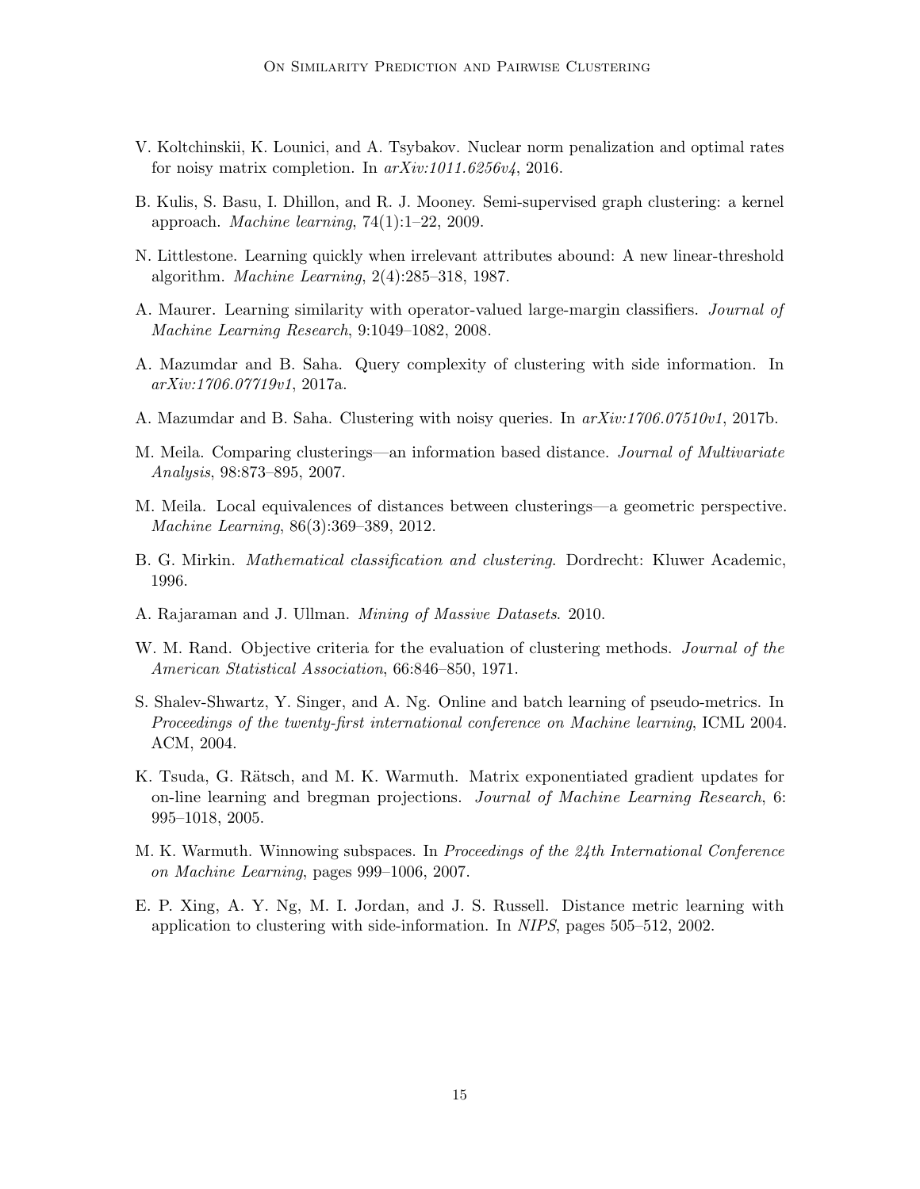V. Koltchinskii, K. Lounici, and A. Tsybakov. Nuclear norm penalization and optimal rates for noisy matrix completion. In *arXiv:1011.6256v4*, 2016.

B. Kulis, S. Basu, I. Dhillon, and R. J. Mooney. Semi-supervised graph clustering: a kernel approach. *Machine learning*, 74(1):1–22, 2009.

N. Littlestone. Learning quickly when irrelevant attributes abound: A new linear-threshold algorithm. *Machine Learning*, 2(4):285–318, 1987.

A. Maurer. Learning similarity with operator-valued large-margin classifiers. *Journal of Machine Learning Research*, 9:1049–1082, 2008.

A. Mazumdar and B. Saha. Query complexity of clustering with side information. In *arXiv:1706.07719v1*, 2017a.

A. Mazumdar and B. Saha. Clustering with noisy queries. In *arXiv:1706.07510v1*, 2017b.

M. Meila. Comparing clusterings—an information based distance. *Journal of Multivariate Analysis*, 98:873–895, 2007.

M. Meila. Local equivalences of distances between clusterings—a geometric perspective. *Machine Learning*, 86(3):369–389, 2012.

B. G. Mirkin. *Mathematical classification and clustering*. Dordrecht: Kluwer Academic, 1996.

A. Rajaraman and J. Ullman. *Mining of Massive Datasets*. 2010.

W. M. Rand. Objective criteria for the evaluation of clustering methods. *Journal of the American Statistical Association*, 66:846–850, 1971.

S. Shalev-Shwartz, Y. Singer, and A. Ng. Online and batch learning of pseudo-metrics. In *Proceedings of the twenty-first international conference on Machine learning*, ICML 2004. ACM, 2004.

K. Tsuda, G. Rätsch, and M. K. Warmuth. Matrix exponentiated gradient updates for on-line learning and bregman projections. *Journal of Machine Learning Research*, 6: 995–1018, 2005.

M. K. Warmuth. Winnowing subspaces. In *Proceedings of the 24th International Conference on Machine Learning*, pages 999–1006, 2007.

E. P. Xing, A. Y. Ng, M. I. Jordan, and J. S. Russell. Distance metric learning with application to clustering with side-information. In *NIPS*, pages 505–512, 2002.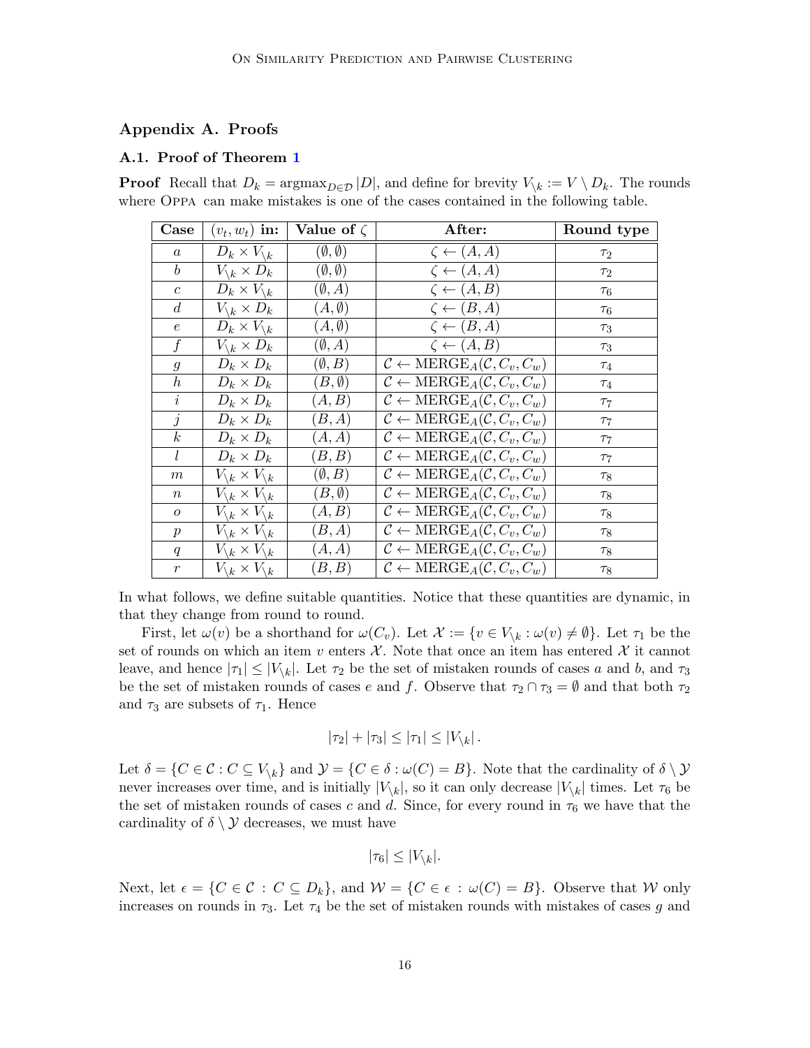## Appendix A. Proofs

### A.1. Proof of Theorem 1

**Proof** Recall that $D_k = \text{argmax}_{D \in \mathcal{D}} |D|$, and define for brevity $V_{\setminus k} := V \setminus D_k$. The rounds where Oppa can make mistakes is one of the cases contained in the following table.

| Case | $(v_t, w_t)$ in: | Value of $\zeta$ | After: | Round type |
|---|---|---|---|---|
| $a$ | $D_k \times V_{\setminus k}$ | $(\emptyset, \emptyset)$ | $\zeta \leftarrow (A, A)$ | $\tau_2$ |
| $b$ | $V_{\setminus k} \times D_k$ | $(\emptyset, \emptyset)$ | $\zeta \leftarrow (A, A)$ | $\tau_2$ |
| $c$ | $D_k \times V_{\setminus k}$ | $(\emptyset, A)$ | $\zeta \leftarrow (A, B)$ | $\tau_6$ |
| $d$ | $V_{\setminus k} \times D_k$ | $(A, \emptyset)$ | $\zeta \leftarrow (B, A)$ | $\tau_6$ |
| $e$ | $D_k \times V_{\setminus k}$ | $(A, \emptyset)$ | $\zeta \leftarrow (B, A)$ | $\tau_3$ |
| $f$ | $V_{\setminus k} \times D_k$ | $(\emptyset, A)$ | $\zeta \leftarrow (A, B)$ | $\tau_3$ |
| $g$ | $D_k \times D_k$ | $(\emptyset, B)$ | $\mathcal{C} \leftarrow \text{MERGE}_A(\mathcal{C}, C_v, C_w)$ | $\tau_4$ |
| $h$ | $D_k \times D_k$ | $(B, \emptyset)$ | $\mathcal{C} \leftarrow \text{MERGE}_A(\mathcal{C}, C_v, C_w)$ | $\tau_4$ |
| $i$ | $D_k \times D_k$ | $(A, B)$ | $\mathcal{C} \leftarrow \text{MERGE}_A(\mathcal{C}, C_v, C_w)$ | $\tau_7$ |
| $j$ | $D_k \times D_k$ | $(B, A)$ | $\mathcal{C} \leftarrow \text{MERGE}_A(\mathcal{C}, C_v, C_w)$ | $\tau_7$ |
| $k$ | $D_k \times D_k$ | $(A, A)$ | $\mathcal{C} \leftarrow \text{MERGE}_A(\mathcal{C}, C_v, C_w)$ | $\tau_7$ |
| $l$ | $D_k \times D_k$ | $(B, B)$ | $\mathcal{C} \leftarrow \text{MERGE}_A(\mathcal{C}, C_v, C_w)$ | $\tau_7$ |
| $m$ | $V_{\setminus k} \times V_{\setminus k}$ | $(\emptyset, B)$ | $\mathcal{C} \leftarrow \text{MERGE}_A(\mathcal{C}, C_v, C_w)$ | $\tau_8$ |
| $n$ | $V_{\setminus k} \times V_{\setminus k}$ | $(B, \emptyset)$ | $\mathcal{C} \leftarrow \text{MERGE}_A(\mathcal{C}, C_v, C_w)$ | $\tau_8$ |
| $o$ | $V_{\setminus k} \times V_{\setminus k}$ | $(A, B)$ | $\mathcal{C} \leftarrow \text{MERGE}_A(\mathcal{C}, C_v, C_w)$ | $\tau_8$ |
| $p$ | $V_{\setminus k} \times V_{\setminus k}$ | $(B, A)$ | $\mathcal{C} \leftarrow \text{MERGE}_A(\mathcal{C}, C_v, C_w)$ | $\tau_8$ |
| $q$ | $V_{\setminus k} \times V_{\setminus k}$ | $(A, A)$ | $\mathcal{C} \leftarrow \text{MERGE}_A(\mathcal{C}, C_v, C_w)$ | $\tau_8$ |
| $r$ | $V_{\setminus k} \times V_{\setminus k}$ | $(B, B)$ | $\mathcal{C} \leftarrow \text{MERGE}_A(\mathcal{C}, C_v, C_w)$ | $\tau_8$ |

In what follows, we define suitable quantities. Notice that these quantities are dynamic, in that they change from round to round.

First, let $\omega(v)$ be a shorthand for $\omega(C_v)$. Let $\mathcal{X} := \{v \in V_{\setminus k} : \omega(v) \neq \emptyset\}$. Let $\tau_1$ be the set of rounds on which an item $v$ enters $\mathcal{X}$. Note that once an item has entered $\mathcal{X}$ it cannot leave, and hence $|\tau_1| \leq |V_{\setminus k}|$. Let $\tau_2$ be the set of mistaken rounds of cases $a$ and $b$, and $\tau_3$ be the set of mistaken rounds of cases $e$ and $f$. Observe that $\tau_2 \cap \tau_3 = \emptyset$ and that both $\tau_2$ and $\tau_3$ are subsets of $\tau_1$. Hence

$$|\tau_2| + |\tau_3| \leq |\tau_1| \leq |V_{\setminus k}| \, .$$

Let $\delta = \{C \in \mathcal{C} : C \subseteq V_{\setminus k}\}$ and $\mathcal{Y} = \{C \in \delta : \omega(C) = B\}$. Note that the cardinality of $\delta \setminus \mathcal{Y}$ never increases over time, and is initially $|V_{\setminus k}|$, so it can only decrease $|V_{\setminus k}|$ times. Let $\tau_6$ be the set of mistaken rounds of cases $c$ and $d$. Since, for every round in $\tau_6$ we have that the cardinality of $\delta \setminus \mathcal{Y}$ decreases, we must have

$$|\tau_6| \leq |V_{\setminus k}|.$$

Next, let $\epsilon = \{C \in \mathcal{C} : C \subseteq D_k\}$, and $\mathcal{W} = \{C \in \epsilon : \omega(C) = B\}$. Observe that $\mathcal{W}$ only increases on rounds in $\tau_3$. Let $\tau_4$ be the set of mistaken rounds with mistakes of cases $g$ and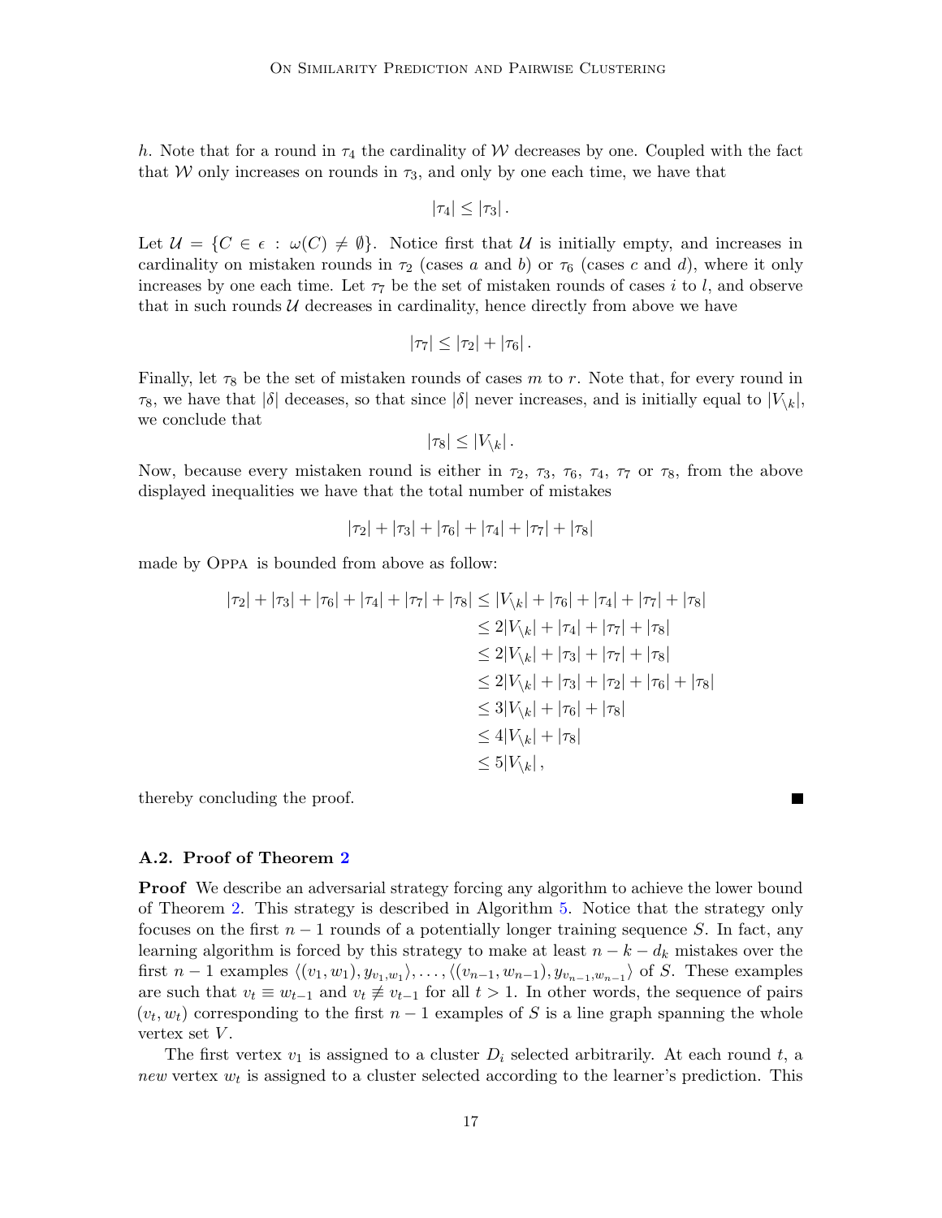$h$. Note that for a round in $\tau_4$ the cardinality of $\mathcal{W}$ decreases by one. Coupled with the fact that $\mathcal{W}$ only increases on rounds in $\tau_3$, and only by one each time, we have that

$$|\tau_4| \leq |\tau_3| .$$

Let $\mathcal{U} = \{C \in \epsilon : \omega(C) \neq \emptyset\}$. Notice first that $\mathcal{U}$ is initially empty, and increases in cardinality on mistaken rounds in $\tau_2$ (cases $a$ and $b$) or $\tau_6$ (cases $c$ and $d$), where it only increases by one each time. Let $\tau_7$ be the set of mistaken rounds of cases $i$ to $l$, and observe that in such rounds $\mathcal{U}$ decreases in cardinality, hence directly from above we have

$$|\tau_7| \leq |\tau_2| + |\tau_6| .$$

Finally, let $\tau_8$ be the set of mistaken rounds of cases $m$ to $r$. Note that, for every round in $\tau_8$, we have that $|\delta|$ deceases, so that since $|\delta|$ never increases, and is initially equal to $|V_{\setminus k}|$, we conclude that

$$|\tau_8| \leq |V_{\setminus k}| .$$

Now, because every mistaken round is either in $\tau_2$, $\tau_3$, $\tau_6$, $\tau_4$, $\tau_7$ or $\tau_8$, from the above displayed inequalities we have that the total number of mistakes

$$|\tau_2| + |\tau_3| + |\tau_6| + |\tau_4| + |\tau_7| + |\tau_8|$$

made by Oppa is bounded from above as follow:

$$\begin{aligned}
|\tau_2| + |\tau_3| + |\tau_6| + |\tau_4| + |\tau_7| + |\tau_8| &\leq |V_{\setminus k}| + |\tau_6| + |\tau_4| + |\tau_7| + |\tau_8| \\
&\leq 2|V_{\setminus k}| + |\tau_4| + |\tau_7| + |\tau_8| \\
&\leq 2|V_{\setminus k}| + |\tau_3| + |\tau_7| + |\tau_8| \\
&\leq 2|V_{\setminus k}| + |\tau_3| + |\tau_2| + |\tau_6| + |\tau_8| \\
&\leq 3|V_{\setminus k}| + |\tau_6| + |\tau_8| \\
&\leq 4|V_{\setminus k}| + |\tau_8| \\
&\leq 5|V_{\setminus k}| ,
\end{aligned}$$

thereby concluding the proof. ■

### A.2. Proof of Theorem 2

**Proof** We describe an adversarial strategy forcing any algorithm to achieve the lower bound of Theorem 2. This strategy is described in Algorithm 5. Notice that the strategy only focuses on the first $n-1$ rounds of a potentially longer training sequence $S$. In fact, any learning algorithm is forced by this strategy to make at least $n - k - d_k$ mistakes over the first $n-1$ examples $\langle (v_1, w_1), y_{v_1,w_1} \rangle, \ldots, \langle (v_{n-1}, w_{n-1}), y_{v_{n-1},w_{n-1}} \rangle$ of $S$. These examples are such that $v_t \equiv w_{t-1}$ and $v_t \not\equiv v_{t-1}$ for all $t > 1$. In other words, the sequence of pairs $(v_t, w_t)$ corresponding to the first $n-1$ examples of $S$ is a line graph spanning the whole vertex set $V$.

The first vertex $v_1$ is assigned to a cluster $D_i$ selected arbitrarily. At each round $t$, a *new* vertex $w_t$ is assigned to a cluster selected according to the learner's prediction. This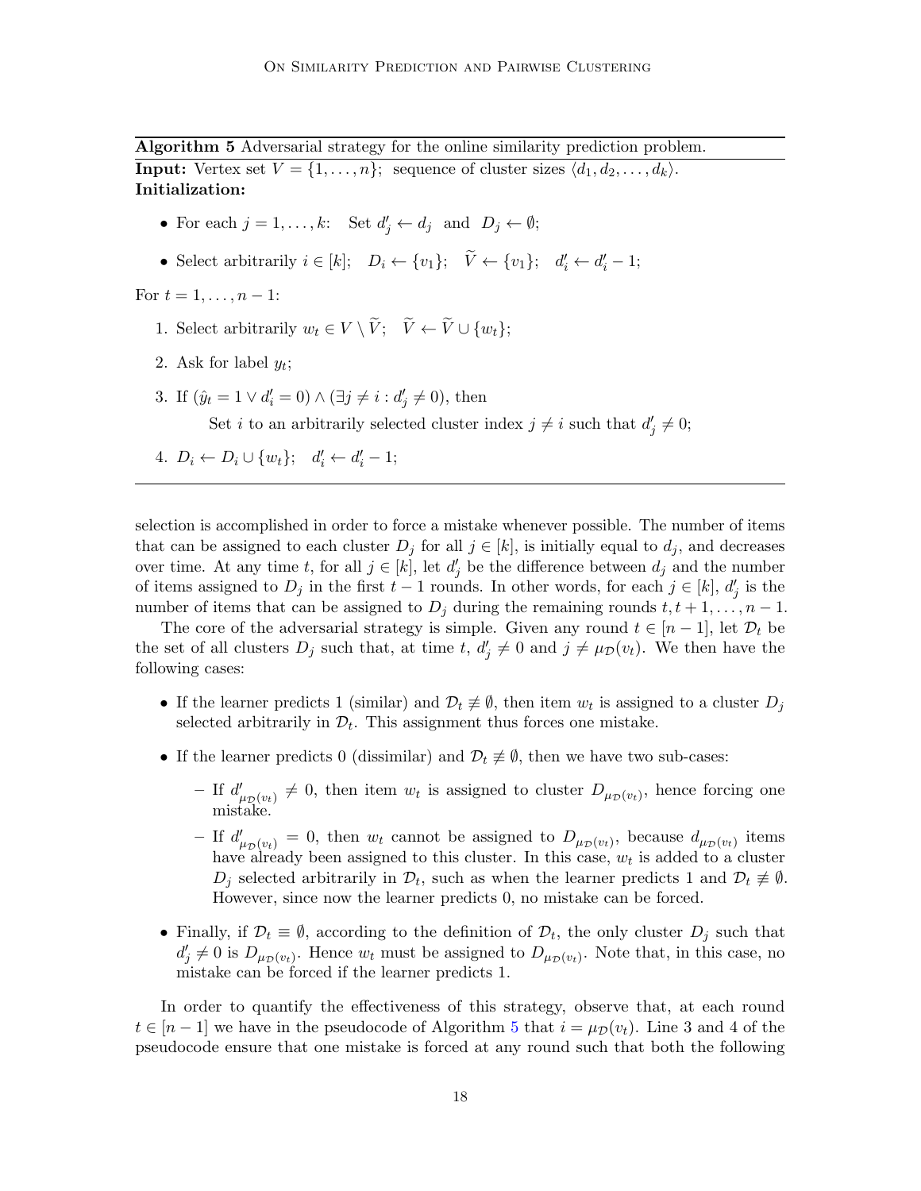**Algorithm 5** Adversarial strategy for the online similarity prediction problem.

**Input:** Vertex set $V = \{1, \ldots, n\}$; sequence of cluster sizes $\langle d_1, d_2, \ldots, d_k \rangle$.
**Initialization:**

- For each $j = 1, \ldots, k$: Set $d'_j \leftarrow d_j$ and $D_j \leftarrow \emptyset$;
- Select arbitrarily $i \in [k]$; $D_i \leftarrow \{v_1\}$; $\widetilde{V} \leftarrow \{v_1\}$; $d'_i \leftarrow d'_i - 1$;

For $t = 1, \ldots, n-1$:

1. Select arbitrarily $w_t \in V \setminus \widetilde{V}$; $\widetilde{V} \leftarrow \widetilde{V} \cup \{w_t\}$;
2. Ask for label $y_t$;
3. If $(\hat{y}_t = 1 \vee d'_i = 0) \wedge (\exists j \neq i : d'_j \neq 0)$, then
   Set $i$ to an arbitrarily selected cluster index $j \neq i$ such that $d'_j \neq 0$;
4. $D_i \leftarrow D_i \cup \{w_t\}$; $d'_i \leftarrow d'_i - 1$;

---

selection is accomplished in order to force a mistake whenever possible. The number of items that can be assigned to each cluster $D_j$ for all $j \in [k]$, is initially equal to $d_j$, and decreases over time. At any time $t$, for all $j \in [k]$, let $d'_j$ be the difference between $d_j$ and the number of items assigned to $D_j$ in the first $t-1$ rounds. In other words, for each $j \in [k]$, $d'_j$ is the number of items that can be assigned to $D_j$ during the remaining rounds $t, t+1, \ldots, n-1$.

The core of the adversarial strategy is simple. Given any round $t \in [n-1]$, let $\mathcal{D}_t$ be the set of all clusters $D_j$ such that, at time $t$, $d'_j \neq 0$ and $j \neq \mu_{\mathcal{D}}(v_t)$. We then have the following cases:

- If the learner predicts 1 (similar) and $\mathcal{D}_t \not\equiv \emptyset$, then item $w_t$ is assigned to a cluster $D_j$ selected arbitrarily in $\mathcal{D}_t$. This assignment thus forces one mistake.
- If the learner predicts 0 (dissimilar) and $\mathcal{D}_t \not\equiv \emptyset$, then we have two sub-cases:
  - If $d'_{\mu_{\mathcal{D}}(v_t)} \neq 0$, then item $w_t$ is assigned to cluster $D_{\mu_{\mathcal{D}}(v_t)}$, hence forcing one mistake.
  - If $d'_{\mu_{\mathcal{D}}(v_t)} = 0$, then $w_t$ cannot be assigned to $D_{\mu_{\mathcal{D}}(v_t)}$, because $d_{\mu_{\mathcal{D}}(v_t)}$ items have already been assigned to this cluster. In this case, $w_t$ is added to a cluster $D_j$ selected arbitrarily in $\mathcal{D}_t$, such as when the learner predicts 1 and $\mathcal{D}_t \not\equiv \emptyset$. However, since now the learner predicts 0, no mistake can be forced.
- Finally, if $\mathcal{D}_t \equiv \emptyset$, according to the definition of $\mathcal{D}_t$, the only cluster $D_j$ such that $d'_j \neq 0$ is $D_{\mu_{\mathcal{D}}(v_t)}$. Hence $w_t$ must be assigned to $D_{\mu_{\mathcal{D}}(v_t)}$. Note that, in this case, no mistake can be forced if the learner predicts 1.

In order to quantify the effectiveness of this strategy, observe that, at each round $t \in [n-1]$ we have in the pseudocode of Algorithm 5 that $i = \mu_{\mathcal{D}}(v_t)$. Line 3 and 4 of the pseudocode ensure that one mistake is forced at any round such that both the following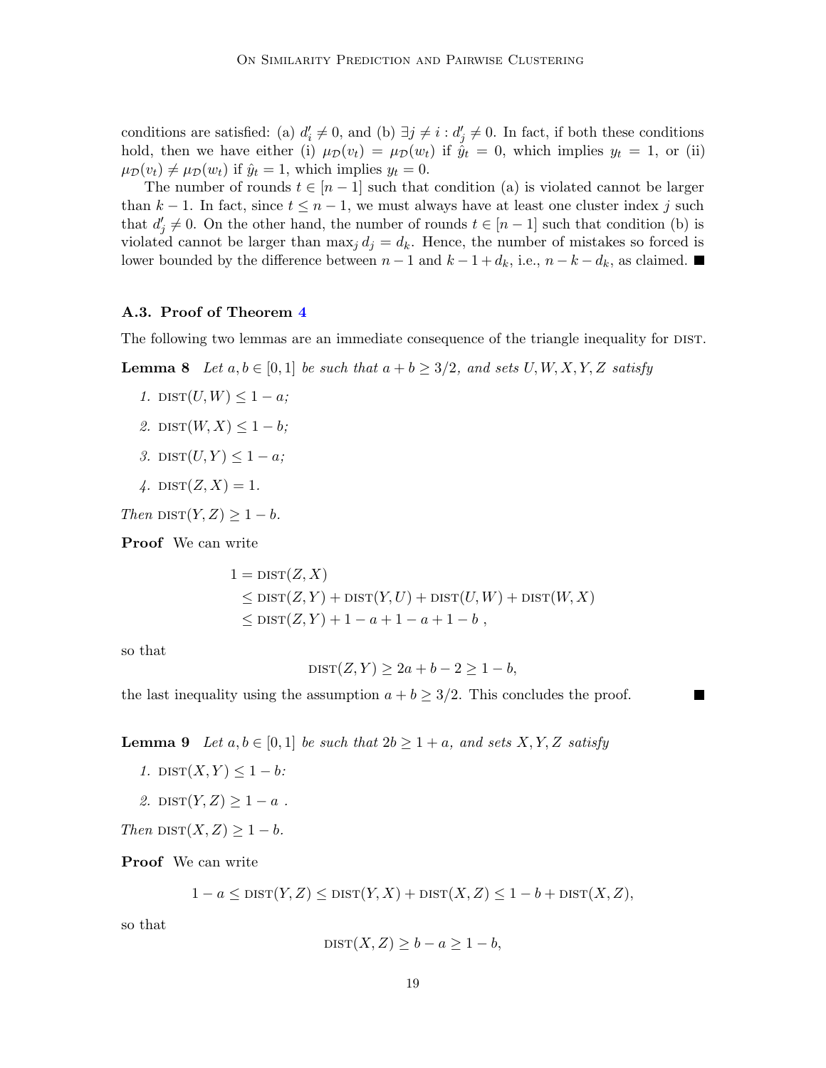conditions are satisfied: (a) $d'_i \neq 0$, and (b) $\exists j \neq i : d'_j \neq 0$. In fact, if both these conditions hold, then we have either (i) $\mu_{\mathcal{D}}(v_t) = \mu_{\mathcal{D}}(w_t)$ if $\hat{y}_t = 0$, which implies $y_t = 1$, or (ii) $\mu_{\mathcal{D}}(v_t) \neq \mu_{\mathcal{D}}(w_t)$ if $\hat{y}_t = 1$, which implies $y_t = 0$.

The number of rounds $t \in [n-1]$ such that condition (a) is violated cannot be larger than $k-1$. In fact, since $t \leq n-1$, we must always have at least one cluster index $j$ such that $d'_j \neq 0$. On the other hand, the number of rounds $t \in [n-1]$ such that condition (b) is violated cannot be larger than $\max_j d_j = d_k$. Hence, the number of mistakes so forced is lower bounded by the difference between $n-1$ and $k-1+d_k$, i.e., $n-k-d_k$, as claimed. ■

### A.3. Proof of Theorem 4

The following two lemmas are an immediate consequence of the triangle inequality for DIST.

**Lemma 8** *Let $a, b \in [0,1]$ be such that $a + b \geq 3/2$, and sets $U, W, X, Y, Z$ satisfy*

1. $\text{DIST}(U, W) \leq 1 - a$;
2. $\text{DIST}(W, X) \leq 1 - b$;
3. $\text{DIST}(U, Y) \leq 1 - a$;
4. $\text{DIST}(Z, X) = 1$.

*Then* $\text{DIST}(Y, Z) \geq 1 - b$.

**Proof** We can write

$$
\begin{aligned}
1 &= \text{DIST}(Z, X) \\
&\leq \text{DIST}(Z, Y) + \text{DIST}(Y, U) + \text{DIST}(U, W) + \text{DIST}(W, X) \\
&\leq \text{DIST}(Z, Y) + 1 - a + 1 - a + 1 - b \ ,
\end{aligned}
$$

so that

$$\text{DIST}(Z, Y) \geq 2a + b - 2 \geq 1 - b,$$

the last inequality using the assumption $a + b \geq 3/2$. This concludes the proof. ■

**Lemma 9** *Let $a, b \in [0,1]$ be such that $2b \geq 1 + a$, and sets $X, Y, Z$ satisfy*

1. $\text{DIST}(X, Y) \leq 1 - b$:
2. $\text{DIST}(Y, Z) \geq 1 - a$ .

*Then* $\text{DIST}(X, Z) \geq 1 - b$.

**Proof** We can write

$$1 - a \leq \text{DIST}(Y, Z) \leq \text{DIST}(Y, X) + \text{DIST}(X, Z) \leq 1 - b + \text{DIST}(X, Z),$$

so that

$$\text{DIST}(X, Z) \geq b - a \geq 1 - b,$$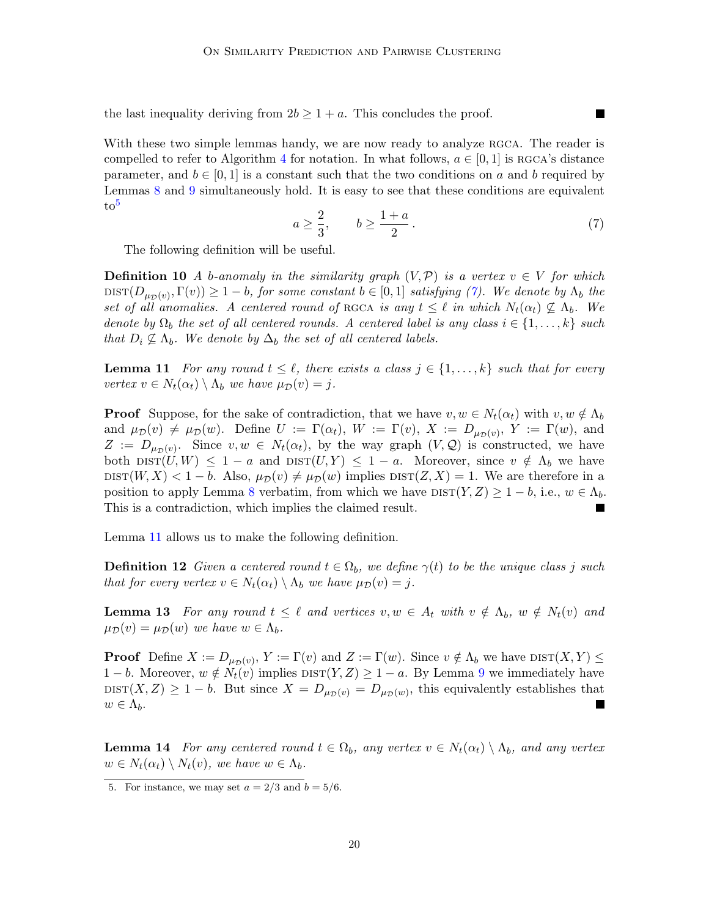the last inequality deriving from $2b \geq 1 + a$. This concludes the proof. ∎

With these two simple lemmas handy, we are now ready to analyze RGCA. The reader is compelled to refer to Algorithm 4 for notation. In what follows, $a \in [0, 1]$ is RGCA's distance parameter, and $b \in [0, 1]$ is a constant such that the two conditions on $a$ and $b$ required by Lemmas 8 and 9 simultaneously hold. It is easy to see that these conditions are equivalent to[5]

$$a \geq \frac{2}{3}, \qquad b \geq \frac{1+a}{2}\,. \tag{7}$$

The following definition will be useful.

**Definition 10** *A $b$-anomaly in the similarity graph $(V, \mathcal{P})$ is a vertex $v \in V$ for which $\text{DIST}(D_{\mu_{\mathcal{D}}(v)}, \Gamma(v)) \geq 1 - b$, for some constant $b \in [0, 1]$ satisfying (7). We denote by $\Lambda_b$ the set of all anomalies. A centered round of* RGCA *is any $t \leq \ell$ in which $N_t(\alpha_t) \not\subseteq \Lambda_b$. We denote by $\Omega_b$ the set of all centered rounds. A centered label is any class $i \in \{1, \ldots, k\}$ such that $D_i \not\subseteq \Lambda_b$. We denote by $\Delta_b$ the set of all centered labels.*

**Lemma 11** *For any round $t \leq \ell$, there exists a class $j \in \{1, \ldots, k\}$ such that for every vertex $v \in N_t(\alpha_t) \setminus \Lambda_b$ we have $\mu_{\mathcal{D}}(v) = j$.*

**Proof** Suppose, for the sake of contradiction, that we have $v, w \in N_t(\alpha_t)$ with $v, w \notin \Lambda_b$ and $\mu_{\mathcal{D}}(v) \neq \mu_{\mathcal{D}}(w)$. Define $U := \Gamma(\alpha_t)$, $W := \Gamma(v)$, $X := D_{\mu_{\mathcal{D}}(v)}$, $Y := \Gamma(w)$, and $Z := D_{\mu_{\mathcal{D}}(v)}$. Since $v, w \in N_t(\alpha_t)$, by the way graph $(V, \mathcal{Q})$ is constructed, we have both $\text{DIST}(U, W) \leq 1 - a$ and $\text{DIST}(U, Y) \leq 1 - a$. Moreover, since $v \notin \Lambda_b$ we have $\text{DIST}(W, X) < 1 - b$. Also, $\mu_{\mathcal{D}}(v) \neq \mu_{\mathcal{D}}(w)$ implies $\text{DIST}(Z, X) = 1$. We are therefore in a position to apply Lemma 8 verbatim, from which we have $\text{DIST}(Y, Z) \geq 1 - b$, i.e., $w \in \Lambda_b$. This is a contradiction, which implies the claimed result. ∎

Lemma 11 allows us to make the following definition.

**Definition 12** *Given a centered round $t \in \Omega_b$, we define $\gamma(t)$ to be the unique class $j$ such that for every vertex $v \in N_t(\alpha_t) \setminus \Lambda_b$ we have $\mu_{\mathcal{D}}(v) = j$.*

**Lemma 13** *For any round $t \leq \ell$ and vertices $v, w \in A_t$ with $v \notin \Lambda_b$, $w \notin N_t(v)$ and $\mu_{\mathcal{D}}(v) = \mu_{\mathcal{D}}(w)$ we have $w \in \Lambda_b$.*

**Proof** Define $X := D_{\mu_{\mathcal{D}}(v)}$, $Y := \Gamma(v)$ and $Z := \Gamma(w)$. Since $v \notin \Lambda_b$ we have $\text{DIST}(X, Y) \leq 1 - b$. Moreover, $w \notin N_t(v)$ implies $\text{DIST}(Y, Z) \geq 1 - a$. By Lemma 9 we immediately have $\text{DIST}(X, Z) \geq 1 - b$. But since $X = D_{\mu_{\mathcal{D}}(v)} = D_{\mu_{\mathcal{D}}(w)}$, this equivalently establishes that $w \in \Lambda_b$. ∎

**Lemma 14** *For any centered round $t \in \Omega_b$, any vertex $v \in N_t(\alpha_t) \setminus \Lambda_b$, and any vertex $w \in N_t(\alpha_t) \setminus N_t(v)$, we have $w \in \Lambda_b$.*

---

5. For instance, we may set $a = 2/3$ and $b = 5/6$.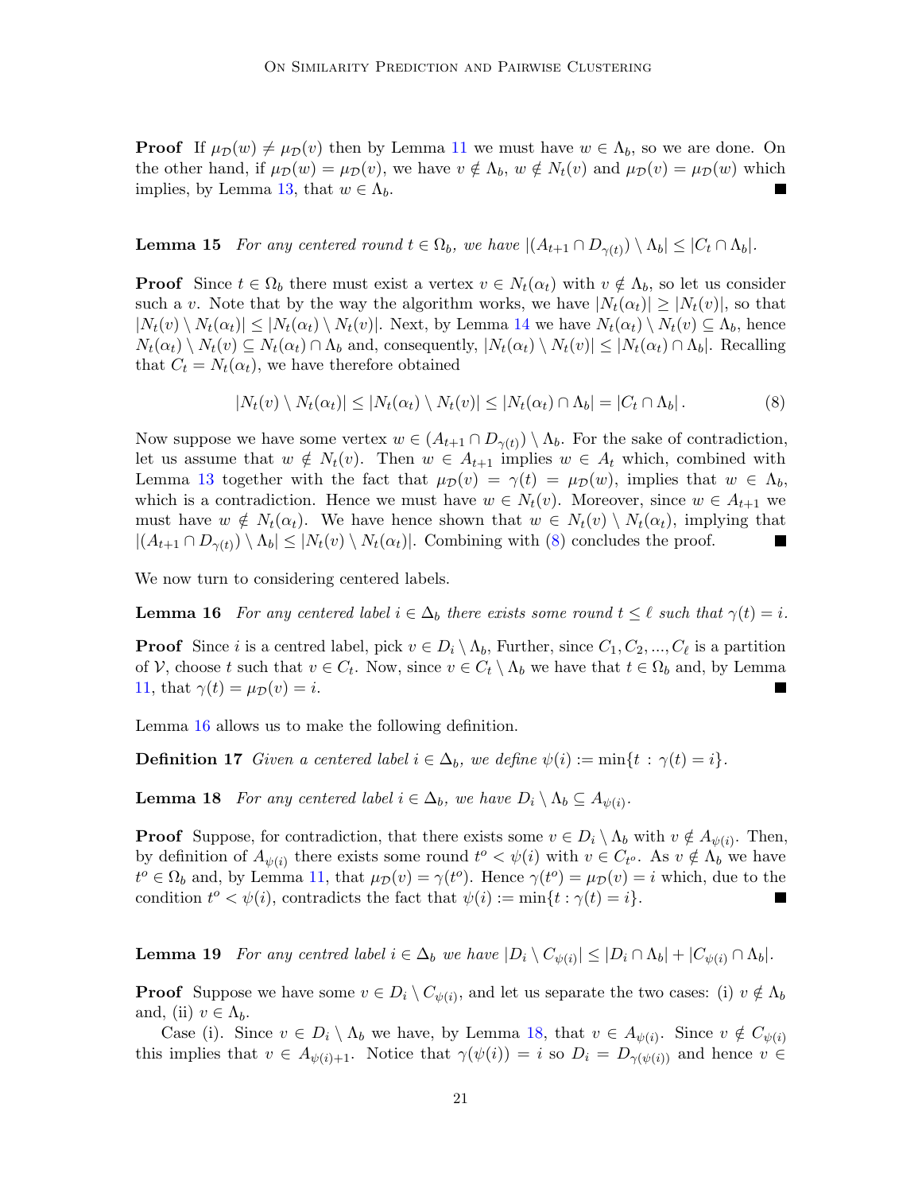**Proof** If $\mu_{\mathcal{D}}(w) \neq \mu_{\mathcal{D}}(v)$ then by Lemma 11 we must have $w \in \Lambda_b$, so we are done. On the other hand, if $\mu_{\mathcal{D}}(w) = \mu_{\mathcal{D}}(v)$, we have $v \notin \Lambda_b$, $w \notin N_t(v)$ and $\mu_{\mathcal{D}}(v) = \mu_{\mathcal{D}}(w)$ which implies, by Lemma 13, that $w \in \Lambda_b$. ∎

**Lemma 15** *For any centered round $t \in \Omega_b$, we have $|(A_{t+1} \cap D_{\gamma(t)}) \setminus \Lambda_b| \leq |C_t \cap \Lambda_b|$.*

**Proof** Since $t \in \Omega_b$ there must exist a vertex $v \in N_t(\alpha_t)$ with $v \notin \Lambda_b$, so let us consider such a $v$. Note that by the way the algorithm works, we have $|N_t(\alpha_t)| \geq |N_t(v)|$, so that $|N_t(v) \setminus N_t(\alpha_t)| \leq |N_t(\alpha_t) \setminus N_t(v)|$. Next, by Lemma 14 we have $N_t(\alpha_t) \setminus N_t(v) \subseteq \Lambda_b$, hence $N_t(\alpha_t) \setminus N_t(v) \subseteq N_t(\alpha_t) \cap \Lambda_b$ and, consequently, $|N_t(\alpha_t) \setminus N_t(v)| \leq |N_t(\alpha_t) \cap \Lambda_b|$. Recalling that $C_t = N_t(\alpha_t)$, we have therefore obtained

$$|N_t(v) \setminus N_t(\alpha_t)| \leq |N_t(\alpha_t) \setminus N_t(v)| \leq |N_t(\alpha_t) \cap \Lambda_b| = |C_t \cap \Lambda_b| \,. \tag{8}$$

Now suppose we have some vertex $w \in (A_{t+1} \cap D_{\gamma(t)}) \setminus \Lambda_b$. For the sake of contradiction, let us assume that $w \notin N_t(v)$. Then $w \in A_{t+1}$ implies $w \in A_t$ which, combined with Lemma 13 together with the fact that $\mu_{\mathcal{D}}(v) = \gamma(t) = \mu_{\mathcal{D}}(w)$, implies that $w \in \Lambda_b$, which is a contradiction. Hence we must have $w \in N_t(v)$. Moreover, since $w \in A_{t+1}$ we must have $w \notin N_t(\alpha_t)$. We have hence shown that $w \in N_t(v) \setminus N_t(\alpha_t)$, implying that $|(A_{t+1} \cap D_{\gamma(t)}) \setminus \Lambda_b| \leq |N_t(v) \setminus N_t(\alpha_t)|$. Combining with (8) concludes the proof. ∎

We now turn to considering centered labels.

**Lemma 16** *For any centered label $i \in \Delta_b$ there exists some round $t \leq \ell$ such that $\gamma(t) = i$.*

**Proof** Since $i$ is a centred label, pick $v \in D_i \setminus \Lambda_b$, Further, since $C_1, C_2, ..., C_\ell$ is a partition of $\mathcal{V}$, choose $t$ such that $v \in C_t$. Now, since $v \in C_t \setminus \Lambda_b$ we have that $t \in \Omega_b$ and, by Lemma 11, that $\gamma(t) = \mu_{\mathcal{D}}(v) = i$. ∎

Lemma 16 allows us to make the following definition.

**Definition 17** *Given a centered label $i \in \Delta_b$, we define $\psi(i) := \min\{t : \gamma(t) = i\}$.*

**Lemma 18** *For any centered label $i \in \Delta_b$, we have $D_i \setminus \Lambda_b \subseteq A_{\psi(i)}$.*

**Proof** Suppose, for contradiction, that there exists some $v \in D_i \setminus \Lambda_b$ with $v \notin A_{\psi(i)}$. Then, by definition of $A_{\psi(i)}$ there exists some round $t^o < \psi(i)$ with $v \in C_{t^o}$. As $v \notin \Lambda_b$ we have $t^o \in \Omega_b$ and, by Lemma 11, that $\mu_{\mathcal{D}}(v) = \gamma(t^o)$. Hence $\gamma(t^o) = \mu_{\mathcal{D}}(v) = i$ which, due to the condition $t^o < \psi(i)$, contradicts the fact that $\psi(i) := \min\{t : \gamma(t) = i\}$. ∎

**Lemma 19** *For any centred label $i \in \Delta_b$ we have $|D_i \setminus C_{\psi(i)}| \leq |D_i \cap \Lambda_b| + |C_{\psi(i)} \cap \Lambda_b|$.*

**Proof** Suppose we have some $v \in D_i \setminus C_{\psi(i)}$, and let us separate the two cases: (i) $v \notin \Lambda_b$ and, (ii) $v \in \Lambda_b$.

Case (i). Since $v \in D_i \setminus \Lambda_b$ we have, by Lemma 18, that $v \in A_{\psi(i)}$. Since $v \notin C_{\psi(i)}$ this implies that $v \in A_{\psi(i)+1}$. Notice that $\gamma(\psi(i)) = i$ so $D_i = D_{\gamma(\psi(i))}$ and hence $v \in$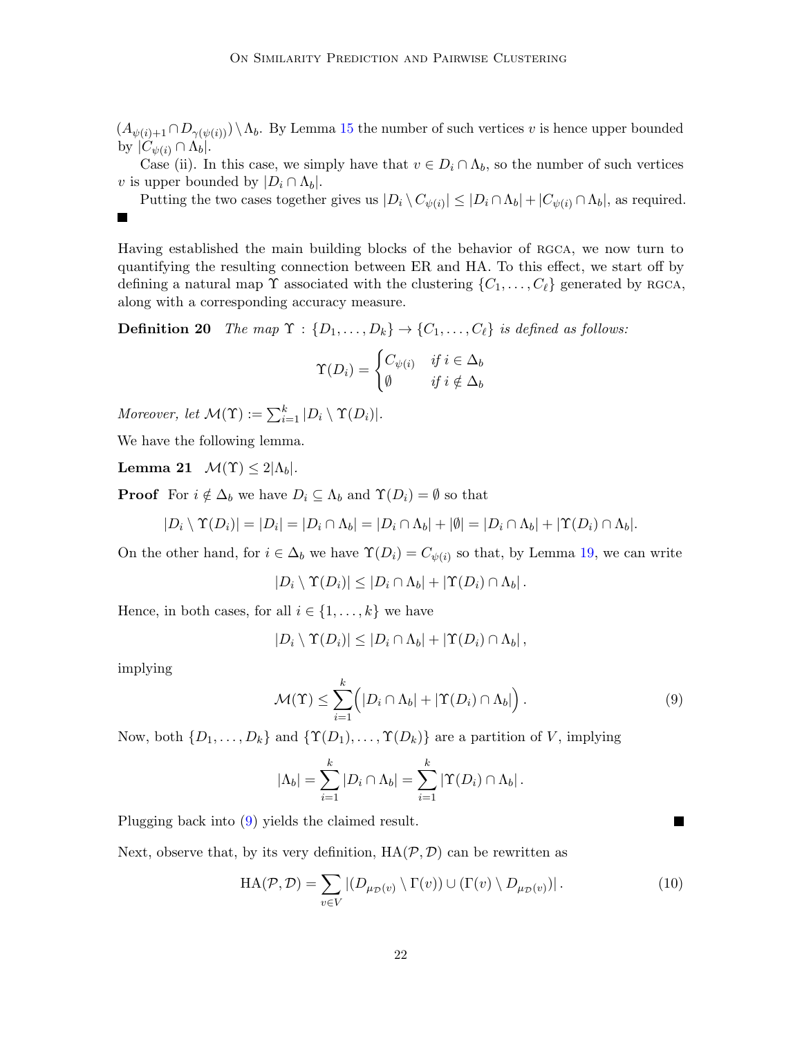$(A_{\psi(i)+1} \cap D_{\gamma(\psi(i))}) \setminus \Lambda_b$. By Lemma 15 the number of such vertices $v$ is hence upper bounded by $|C_{\psi(i)} \cap \Lambda_b|$.

Case (ii). In this case, we simply have that $v \in D_i \cap \Lambda_b$, so the number of such vertices $v$ is upper bounded by $|D_i \cap \Lambda_b|$.

Putting the two cases together gives us $|D_i \setminus C_{\psi(i)}| \leq |D_i \cap \Lambda_b| + |C_{\psi(i)} \cap \Lambda_b|$, as required. ∎

Having established the main building blocks of the behavior of RGCA, we now turn to quantifying the resulting connection between ER and HA. To this effect, we start off by defining a natural map $\Upsilon$ associated with the clustering $\{C_1, \ldots, C_\ell\}$ generated by RGCA, along with a corresponding accuracy measure.

**Definition 20** *The map $\Upsilon : \{D_1, \ldots, D_k\} \to \{C_1, \ldots, C_\ell\}$ is defined as follows:*

$$\Upsilon(D_i) = \begin{cases} C_{\psi(i)} & \text{if } i \in \Delta_b \\ \emptyset & \text{if } i \notin \Delta_b \end{cases}$$

*Moreover, let $\mathcal{M}(\Upsilon) := \sum_{i=1}^{k} |D_i \setminus \Upsilon(D_i)|$.*

We have the following lemma.

**Lemma 21** $\mathcal{M}(\Upsilon) \leq 2|\Lambda_b|$.

**Proof** For $i \notin \Delta_b$ we have $D_i \subseteq \Lambda_b$ and $\Upsilon(D_i) = \emptyset$ so that

$$|D_i \setminus \Upsilon(D_i)| = |D_i| = |D_i \cap \Lambda_b| = |D_i \cap \Lambda_b| + |\emptyset| = |D_i \cap \Lambda_b| + |\Upsilon(D_i) \cap \Lambda_b|.$$

On the other hand, for $i \in \Delta_b$ we have $\Upsilon(D_i) = C_{\psi(i)}$ so that, by Lemma 19, we can write

$$|D_i \setminus \Upsilon(D_i)| \leq |D_i \cap \Lambda_b| + |\Upsilon(D_i) \cap \Lambda_b|.$$

Hence, in both cases, for all $i \in \{1, \ldots, k\}$ we have

$$|D_i \setminus \Upsilon(D_i)| \leq |D_i \cap \Lambda_b| + |\Upsilon(D_i) \cap \Lambda_b|,$$

implying

$$\mathcal{M}(\Upsilon) \leq \sum_{i=1}^{k} \Big( |D_i \cap \Lambda_b| + |\Upsilon(D_i) \cap \Lambda_b| \Big). \tag{9}$$

Now, both $\{D_1, \ldots, D_k\}$ and $\{\Upsilon(D_1), \ldots, \Upsilon(D_k)\}$ are a partition of $V$, implying

$$|\Lambda_b| = \sum_{i=1}^{k} |D_i \cap \Lambda_b| = \sum_{i=1}^{k} |\Upsilon(D_i) \cap \Lambda_b|.$$

Plugging back into (9) yields the claimed result. ∎

Next, observe that, by its very definition, $\mathrm{HA}(\mathcal{P}, \mathcal{D})$ can be rewritten as

$$\mathrm{HA}(\mathcal{P}, \mathcal{D}) = \sum_{v \in V} |(D_{\mu_{\mathcal{D}}(v)} \setminus \Gamma(v)) \cup (\Gamma(v) \setminus D_{\mu_{\mathcal{D}}(v)})|. \tag{10}$$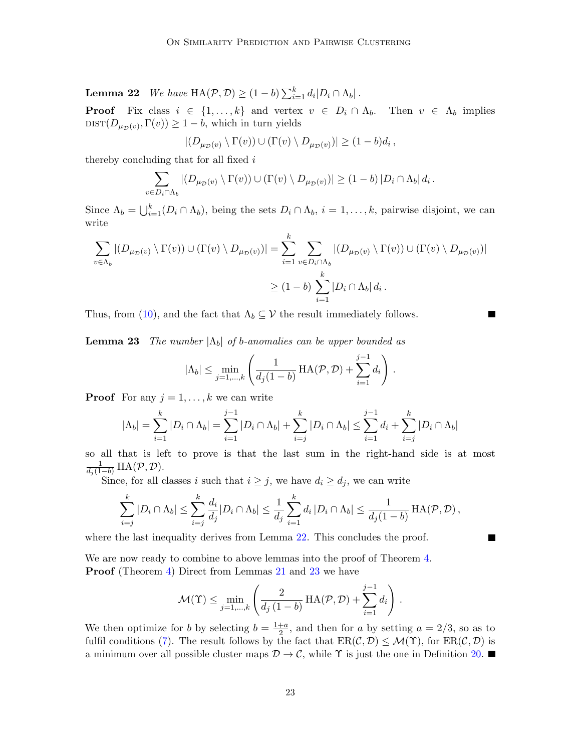**Lemma 22** *We have* $\mathrm{HA}(\mathcal{P}, \mathcal{D}) \geq (1-b) \sum_{i=1}^{k} d_i |D_i \cap \Lambda_b|$ .

**Proof** Fix class $i \in \{1, \ldots, k\}$ and vertex $v \in D_i \cap \Lambda_b$. Then $v \in \Lambda_b$ implies $\mathrm{DIST}(D_{\mu_\mathcal{D}(v)}, \Gamma(v)) \geq 1 - b$, which in turn yields

$$
|(D_{\mu_\mathcal{D}(v)} \setminus \Gamma(v)) \cup (\Gamma(v) \setminus D_{\mu_\mathcal{D}(v)})| \geq (1-b) d_i \,,
$$

thereby concluding that for all fixed $i$

$$
\sum_{v \in D_i \cap \Lambda_b} |(D_{\mu_\mathcal{D}(v)} \setminus \Gamma(v)) \cup (\Gamma(v) \setminus D_{\mu_\mathcal{D}(v)})| \geq (1-b)\, |D_i \cap \Lambda_b|\, d_i \,.
$$

Since $\Lambda_b = \bigcup_{i=1}^{k} (D_i \cap \Lambda_b)$, being the sets $D_i \cap \Lambda_b$, $i = 1, \ldots, k$, pairwise disjoint, we can write

$$
\begin{aligned}
\sum_{v \in \Lambda_b} |(D_{\mu_\mathcal{D}(v)} \setminus \Gamma(v)) \cup (\Gamma(v) \setminus D_{\mu_\mathcal{D}(v)})| &= \sum_{i=1}^{k} \sum_{v \in D_i \cap \Lambda_b} |(D_{\mu_\mathcal{D}(v)} \setminus \Gamma(v)) \cup (\Gamma(v) \setminus D_{\mu_\mathcal{D}(v)})| \\
&\geq (1-b) \sum_{i=1}^{k} |D_i \cap \Lambda_b|\, d_i \,.
\end{aligned}
$$

Thus, from (10), and the fact that $\Lambda_b \subseteq \mathcal{V}$ the result immediately follows. ■

**Lemma 23** *The number* $|\Lambda_b|$ *of* $b$*-anomalies can be upper bounded as*

$$
|\Lambda_b| \leq \min_{j=1,\ldots,k} \left( \frac{1}{d_j(1-b)}\, \mathrm{HA}(\mathcal{P}, \mathcal{D}) + \sum_{i=1}^{j-1} d_i \right) .
$$

**Proof** For any $j = 1, \ldots, k$ we can write

$$
|\Lambda_b| = \sum_{i=1}^{k} |D_i \cap \Lambda_b| = \sum_{i=1}^{j-1} |D_i \cap \Lambda_b| + \sum_{i=j}^{k} |D_i \cap \Lambda_b| \leq \sum_{i=1}^{j-1} d_i + \sum_{i=j}^{k} |D_i \cap \Lambda_b|
$$

so all that is left to prove is that the last sum in the right-hand side is at most $\frac{1}{d_j(1-b)}\, \mathrm{HA}(\mathcal{P}, \mathcal{D})$.

Since, for all classes $i$ such that $i \geq j$, we have $d_i \geq d_j$, we can write

$$
\sum_{i=j}^{k} |D_i \cap \Lambda_b| \leq \sum_{i=j}^{k} \frac{d_i}{d_j} |D_i \cap \Lambda_b| \leq \frac{1}{d_j} \sum_{i=1}^{k} d_i\, |D_i \cap \Lambda_b| \leq \frac{1}{d_j(1-b)}\, \mathrm{HA}(\mathcal{P}, \mathcal{D}) \,,
$$

where the last inequality derives from Lemma 22. This concludes the proof. ■

We are now ready to combine to above lemmas into the proof of Theorem 4.

**Proof** (Theorem 4) Direct from Lemmas 21 and 23 we have

$$
\mathcal{M}(\Upsilon) \leq \min_{j=1,\ldots,k} \left( \frac{2}{d_j\,(1-b)}\, \mathrm{HA}(\mathcal{P}, \mathcal{D}) + \sum_{i=1}^{j-1} d_i \right) .
$$

We then optimize for $b$ by selecting $b = \frac{1+a}{2}$, and then for $a$ by setting $a = 2/3$, so as to fulfil conditions (7). The result follows by the fact that $\mathrm{ER}(\mathcal{C}, \mathcal{D}) \leq \mathcal{M}(\Upsilon)$, for $\mathrm{ER}(\mathcal{C}, \mathcal{D})$ is a minimum over all possible cluster maps $\mathcal{D} \to \mathcal{C}$, while $\Upsilon$ is just the one in Definition 20. ■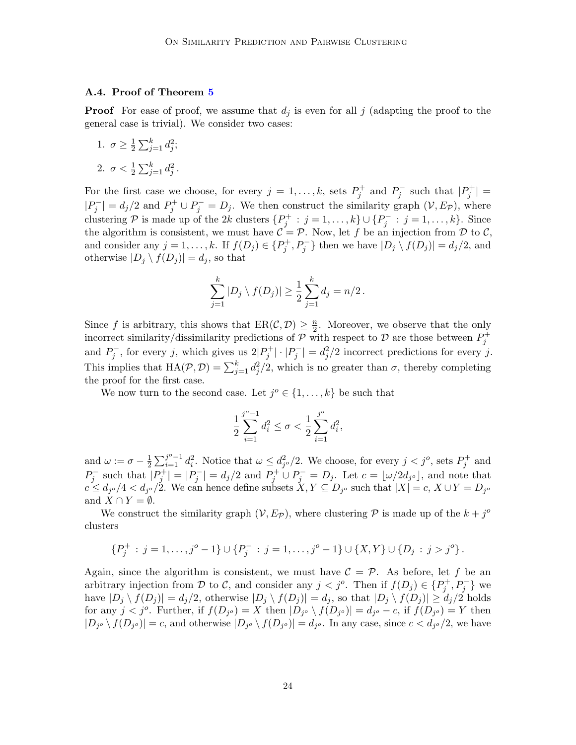### A.4. Proof of Theorem 5

**Proof** For ease of proof, we assume that $d_j$ is even for all $j$ (adapting the proof to the general case is trivial). We consider two cases:

1. $\sigma \geq \frac{1}{2}\sum_{j=1}^{k} d_j^2$;
2. $\sigma < \frac{1}{2}\sum_{j=1}^{k} d_j^2$.

For the first case we choose, for every $j = 1, \ldots, k$, sets $P_j^+$ and $P_j^-$ such that $|P_j^+| = |P_j^-| = d_j/2$ and $P_j^+ \cup P_j^- = D_j$. We then construct the similarity graph $(\mathcal{V}, E_{\mathcal{P}})$, where clustering $\mathcal{P}$ is made up of the $2k$ clusters $\{P_j^+ : j = 1, \ldots, k\} \cup \{P_j^- : j = 1, \ldots, k\}$. Since the algorithm is consistent, we must have $\mathcal{C} = \mathcal{P}$. Now, let $f$ be an injection from $\mathcal{D}$ to $\mathcal{C}$, and consider any $j = 1, \ldots, k$. If $f(D_j) \in \{P_j^+, P_j^-\}$ then we have $|D_j \setminus f(D_j)| = d_j/2$, and otherwise $|D_j \setminus f(D_j)| = d_j$, so that

$$\sum_{j=1}^{k} |D_j \setminus f(D_j)| \geq \frac{1}{2}\sum_{j=1}^{k} d_j = n/2\,.$$

Since $f$ is arbitrary, this shows that $\mathrm{ER}(\mathcal{C}, \mathcal{D}) \geq \frac{n}{2}$. Moreover, we observe that the only incorrect similarity/dissimilarity predictions of $\mathcal{P}$ with respect to $\mathcal{D}$ are those between $P_j^+$ and $P_j^-$, for every $j$, which gives us $2|P_j^+| \cdot |P_j^-| = d_j^2/2$ incorrect predictions for every $j$. This implies that $\mathrm{HA}(\mathcal{P}, \mathcal{D}) = \sum_{j=1}^{k} d_j^2/2$, which is no greater than $\sigma$, thereby completing the proof for the first case.

We now turn to the second case. Let $j^o \in \{1, \ldots, k\}$ be such that

$$\frac{1}{2}\sum_{i=1}^{j^o-1} d_i^2 \leq \sigma < \frac{1}{2}\sum_{i=1}^{j^o} d_i^2,$$

and $\omega := \sigma - \frac{1}{2}\sum_{i=1}^{j^o-1} d_i^2$. Notice that $\omega \leq d_{j^o}^2/2$. We choose, for every $j < j^o$, sets $P_j^+$ and $P_j^-$ such that $|P_j^+| = |P_j^-| = d_j/2$ and $P_j^+ \cup P_j^- = D_j$. Let $c = \lfloor \omega / 2d_{j^o} \rfloor$, and note that $c \leq d_{j^o}/4 < d_{j^o}/2$. We can hence define subsets $X, Y \subseteq D_{j^o}$ such that $|X| = c$, $X \cup Y = D_{j^o}$ and $X \cap Y = \emptyset$.

We construct the similarity graph $(\mathcal{V}, E_{\mathcal{P}})$, where clustering $\mathcal{P}$ is made up of the $k + j^o$ clusters

$$\{P_j^+ : j = 1, \ldots, j^o - 1\} \cup \{P_j^- : j = 1, \ldots, j^o - 1\} \cup \{X, Y\} \cup \{D_j : j > j^o\}\,.$$

Again, since the algorithm is consistent, we must have $\mathcal{C} = \mathcal{P}$. As before, let $f$ be an arbitrary injection from $\mathcal{D}$ to $\mathcal{C}$, and consider any $j < j^o$. Then if $f(D_j) \in \{P_j^+, P_j^-\}$ we have $|D_j \setminus f(D_j)| = d_j/2$, otherwise $|D_j \setminus f(D_j)| = d_j$, so that $|D_j \setminus f(D_j)| \geq d_j/2$ holds for any $j < j^o$. Further, if $f(D_{j^o}) = X$ then $|D_{j^o} \setminus f(D_{j^o})| = d_{j^o} - c$, if $f(D_{j^o}) = Y$ then $|D_{j^o} \setminus f(D_{j^o})| = c$, and otherwise $|D_{j^o} \setminus f(D_{j^o})| = d_{j^o}$. In any case, since $c < d_{j^o}/2$, we have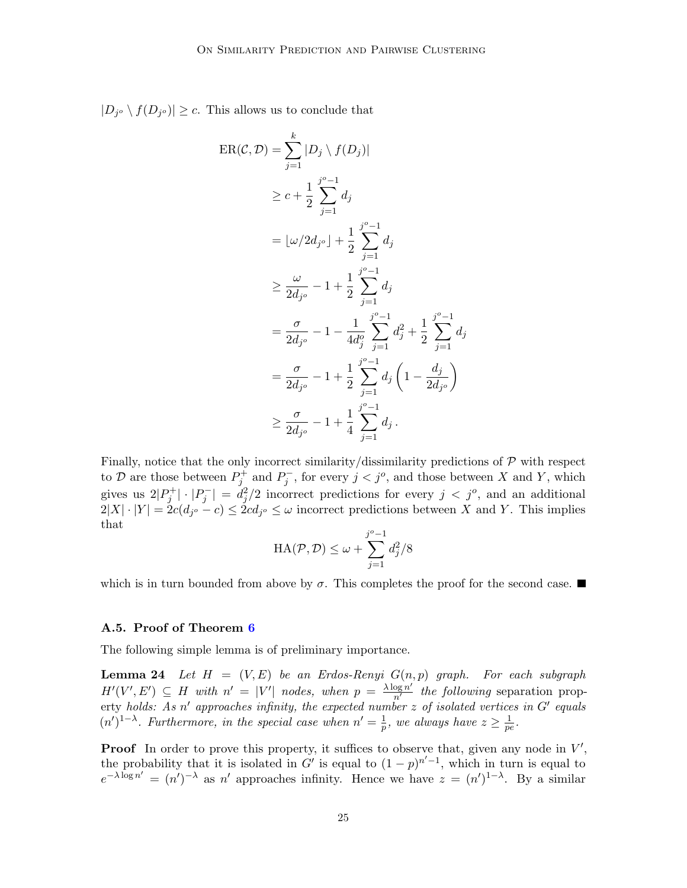$|D_{j^o} \setminus f(D_{j^o})| \geq c$. This allows us to conclude that

$$
\begin{aligned}
\mathrm{ER}(\mathcal{C}, \mathcal{D}) &= \sum_{j=1}^{k} |D_j \setminus f(D_j)| \\
&\geq c + \frac{1}{2} \sum_{j=1}^{j^o-1} d_j \\
&= \lfloor \omega / 2d_{j^o} \rfloor + \frac{1}{2} \sum_{j=1}^{j^o-1} d_j \\
&\geq \frac{\omega}{2d_{j^o}} - 1 + \frac{1}{2} \sum_{j=1}^{j^o-1} d_j \\
&= \frac{\sigma}{2d_{j^o}} - 1 - \frac{1}{4d_j^o} \sum_{j=1}^{j^o-1} d_j^2 + \frac{1}{2} \sum_{j=1}^{j^o-1} d_j \\
&= \frac{\sigma}{2d_{j^o}} - 1 + \frac{1}{2} \sum_{j=1}^{j^o-1} d_j \left(1 - \frac{d_j}{2d_{j^o}}\right) \\
&\geq \frac{\sigma}{2d_{j^o}} - 1 + \frac{1}{4} \sum_{j=1}^{j^o-1} d_j \, .
\end{aligned}
$$

Finally, notice that the only incorrect similarity/dissimilarity predictions of $\mathcal{P}$ with respect to $\mathcal{D}$ are those between $P_j^+$ and $P_j^-$, for every $j < j^o$, and those between $X$ and $Y$, which gives us $2|P_j^+| \cdot |P_j^-| = d_j^2/2$ incorrect predictions for every $j < j^o$, and an additional $2|X| \cdot |Y| = 2c(d_{j^o} - c) \leq 2cd_{j^o} \leq \omega$ incorrect predictions between $X$ and $Y$. This implies that

$$
\mathrm{HA}(\mathcal{P}, \mathcal{D}) \leq \omega + \sum_{j=1}^{j^o-1} d_j^2/8
$$

which is in turn bounded from above by $\sigma$. This completes the proof for the second case. ■

### A.5. Proof of Theorem 6

The following simple lemma is of preliminary importance.

**Lemma 24** *Let $H = (V, E)$ be an Erdos-Renyi $G(n, p)$ graph. For each subgraph $H'(V', E') \subseteq H$ with $n' = |V'|$ nodes, when $p = \frac{\lambda \log n'}{n'}$ the following* separation property *holds: As $n'$ approaches infinity, the expected number $z$ of isolated vertices in $G'$ equals $(n')^{1-\lambda}$. Furthermore, in the special case when $n' = \frac{1}{p}$, we always have $z \geq \frac{1}{pe}$.*

**Proof** In order to prove this property, it suffices to observe that, given any node in $V'$, the probability that it is isolated in $G'$ is equal to $(1-p)^{n'-1}$, which in turn is equal to $e^{-\lambda \log n'} = (n')^{-\lambda}$ as $n'$ approaches infinity. Hence we have $z = (n')^{1-\lambda}$. By a similar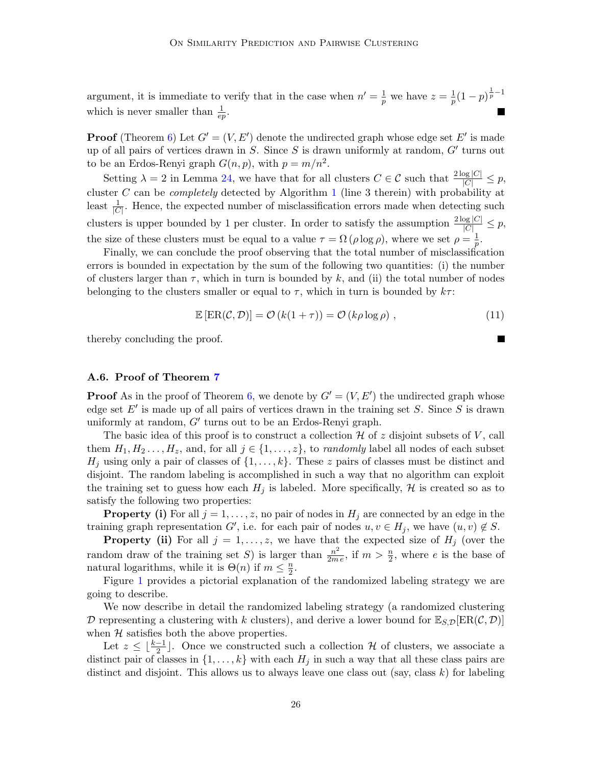argument, it is immediate to verify that in the case when $n' = \frac{1}{p}$ we have $z = \frac{1}{p}(1-p)^{\frac{1}{p}-1}$ which is never smaller than $\frac{1}{ep}$. ∎

**Proof** (Theorem 6) Let $G' = (V, E')$ denote the undirected graph whose edge set $E'$ is made up of all pairs of vertices drawn in $S$. Since $S$ is drawn uniformly at random, $G'$ turns out to be an Erdos-Renyi graph $G(n, p)$, with $p = m/n^2$.

Setting $\lambda = 2$ in Lemma 24, we have that for all clusters $C \in \mathcal{C}$ such that $\frac{2 \log |C|}{|C|} \leq p$, cluster $C$ can be *completely* detected by Algorithm 1 (line 3 therein) with probability at least $\frac{1}{|C|}$. Hence, the expected number of misclassification errors made when detecting such clusters is upper bounded by 1 per cluster. In order to satisfy the assumption $\frac{2 \log |C|}{|C|} \leq p$, the size of these clusters must be equal to a value $\tau = \Omega\left(\rho \log \rho\right)$, where we set $\rho = \frac{1}{p}$.

Finally, we can conclude the proof observing that the total number of misclassification errors is bounded in expectation by the sum of the following two quantities: (i) the number of clusters larger than $\tau$, which in turn is bounded by $k$, and (ii) the total number of nodes belonging to the clusters smaller or equal to $\tau$, which in turn is bounded by $k\tau$:

$$\mathbb{E}\left[\mathrm{ER}(\mathcal{C}, \mathcal{D})\right] = \mathcal{O}\left(k(1+\tau)\right) = \mathcal{O}\left(k \rho \log \rho\right) , \tag{11}$$

thereby concluding the proof. ∎

### A.6. Proof of Theorem 7

**Proof** As in the proof of Theorem 6, we denote by $G' = (V, E')$ the undirected graph whose edge set $E'$ is made up of all pairs of vertices drawn in the training set $S$. Since $S$ is drawn uniformly at random, $G'$ turns out to be an Erdos-Renyi graph.

The basic idea of this proof is to construct a collection $\mathcal{H}$ of $z$ disjoint subsets of $V$, call them $H_1, H_2 \ldots, H_z$, and, for all $j \in \{1, \ldots, z\}$, to *randomly* label all nodes of each subset $H_j$ using only a pair of classes of $\{1, \ldots, k\}$. These $z$ pairs of classes must be distinct and disjoint. The random labeling is accomplished in such a way that no algorithm can exploit the training set to guess how each $H_j$ is labeled. More specifically, $\mathcal{H}$ is created so as to satisfy the following two properties:

**Property (i)** For all $j = 1, \ldots, z$, no pair of nodes in $H_j$ are connected by an edge in the training graph representation $G'$, i.e. for each pair of nodes $u, v \in H_j$, we have $(u, v) \notin S$.

**Property (ii)** For all $j = 1, \ldots, z$, we have that the expected size of $H_j$ (over the random draw of the training set $S$) is larger than $\frac{n^2}{2m\, e}$, if $m > \frac{n}{2}$, where $e$ is the base of natural logarithms, while it is $\Theta(n)$ if $m \leq \frac{n}{2}$.

Figure 1 provides a pictorial explanation of the randomized labeling strategy we are going to describe.

We now describe in detail the randomized labeling strategy (a randomized clustering $\mathcal{D}$ representing a clustering with $k$ clusters), and derive a lower bound for $\mathbb{E}_{S,\mathcal{D}}[\mathrm{ER}(\mathcal{C}, \mathcal{D})]$ when $\mathcal{H}$ satisfies both the above properties.

Let $z \leq \lfloor \frac{k-1}{2} \rfloor$. Once we constructed such a collection $\mathcal{H}$ of clusters, we associate a distinct pair of classes in $\{1, \ldots, k\}$ with each $H_j$ in such a way that all these class pairs are distinct and disjoint. This allows us to always leave one class out (say, class $k$) for labeling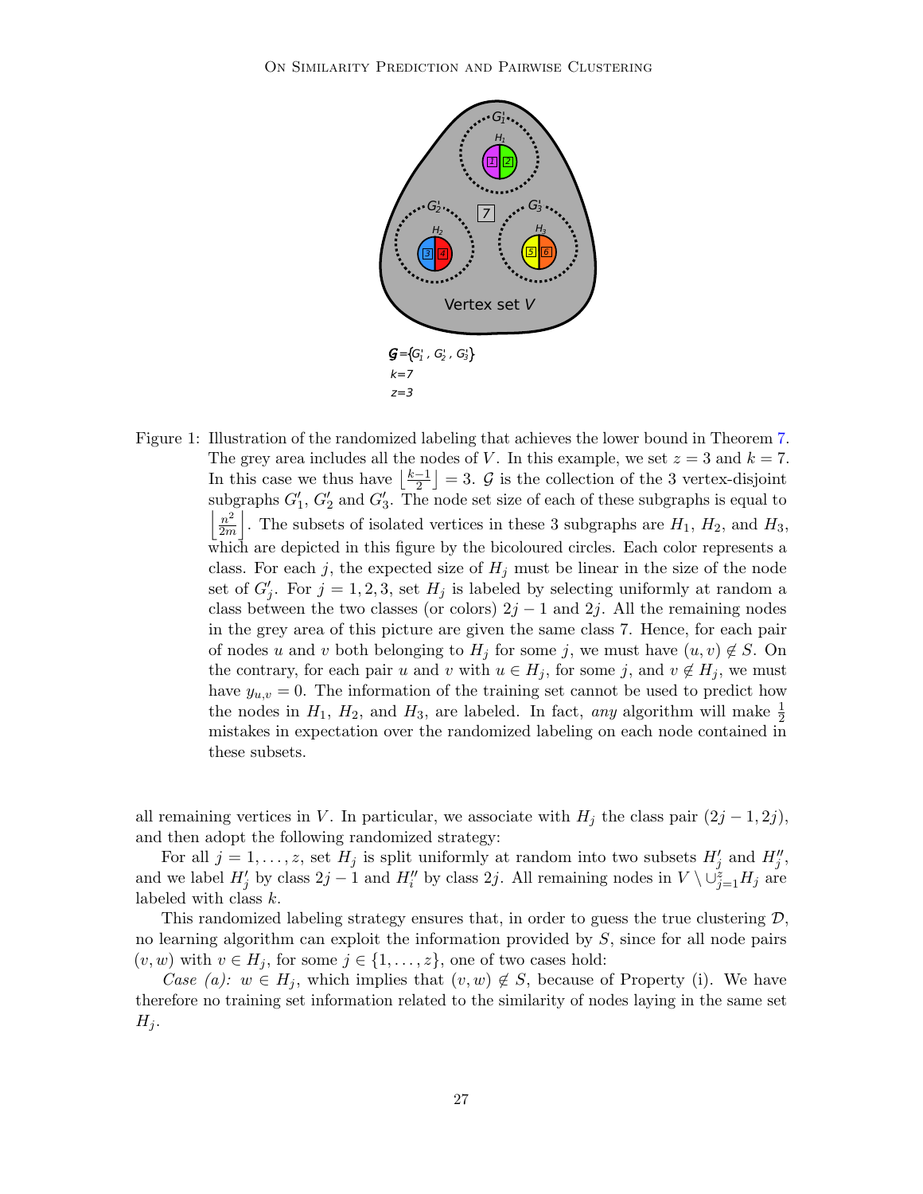Figure 1: Illustration of the randomized labeling that achieves the lower bound in Theorem 7. The grey area includes all the nodes of $V$. In this example, we set $z = 3$ and $k = 7$. In this case we thus have $\left\lfloor \frac{k-1}{2} \right\rfloor = 3$. $\mathcal{G}$ is the collection of the 3 vertex-disjoint subgraphs $G'_1$, $G'_2$ and $G'_3$. The node set size of each of these subgraphs is equal to $\left\lfloor \frac{n^2}{2m} \right\rfloor$. The subsets of isolated vertices in these 3 subgraphs are $H_1$, $H_2$, and $H_3$, which are depicted in this figure by the bicoloured circles. Each color represents a class. For each $j$, the expected size of $H_j$ must be linear in the size of the node set of $G'_j$. For $j = 1, 2, 3$, set $H_j$ is labeled by selecting uniformly at random a class between the two classes (or colors) $2j-1$ and $2j$. All the remaining nodes in the grey area of this picture are given the same class 7. Hence, for each pair of nodes $u$ and $v$ both belonging to $H_j$ for some $j$, we must have $(u, v) \notin S$. On the contrary, for each pair $u$ and $v$ with $u \in H_j$, for some $j$, and $v \notin H_j$, we must have $y_{u,v} = 0$. The information of the training set cannot be used to predict how the nodes in $H_1$, $H_2$, and $H_3$, are labeled. In fact, *any* algorithm will make $\frac{1}{2}$ mistakes in expectation over the randomized labeling on each node contained in these subsets.

all remaining vertices in $V$. In particular, we associate with $H_j$ the class pair $(2j-1, 2j)$, and then adopt the following randomized strategy:

For all $j = 1, \ldots, z$, set $H_j$ is split uniformly at random into two subsets $H'_j$ and $H''_j$, and we label $H'_j$ by class $2j-1$ and $H''_i$ by class $2j$. All remaining nodes in $V \setminus \cup_{j=1}^{z} H_j$ are labeled with class $k$.

This randomized labeling strategy ensures that, in order to guess the true clustering $\mathcal{D}$, no learning algorithm can exploit the information provided by $S$, since for all node pairs $(v, w)$ with $v \in H_j$, for some $j \in \{1, \ldots, z\}$, one of two cases hold:

*Case (a):* $w \in H_j$, which implies that $(v, w) \notin S$, because of Property (i). We have therefore no training set information related to the similarity of nodes laying in the same set $H_j$.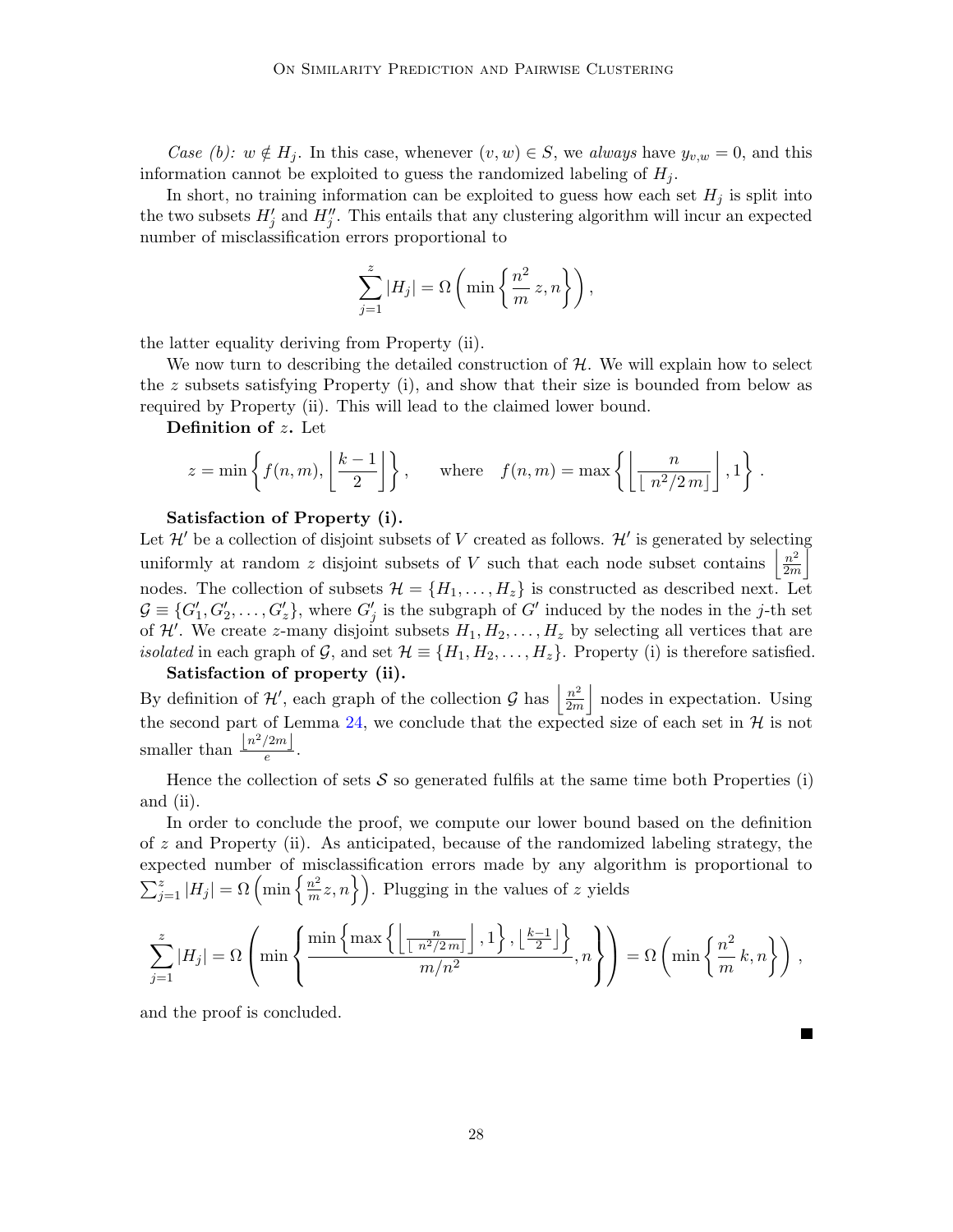*Case (b):* $w \notin H_j$. In this case, whenever $(v, w) \in S$, we *always* have $y_{v,w} = 0$, and this information cannot be exploited to guess the randomized labeling of $H_j$.

In short, no training information can be exploited to guess how each set $H_j$ is split into the two subsets $H'_j$ and $H''_j$. This entails that any clustering algorithm will incur an expected number of misclassification errors proportional to

$$\sum_{j=1}^{z} |H_j| = \Omega\left(\min\left\{\frac{n^2}{m}\,z, n\right\}\right),$$

the latter equality deriving from Property (ii).

We now turn to describing the detailed construction of $\mathcal{H}$. We will explain how to select the $z$ subsets satisfying Property (i), and show that their size is bounded from below as required by Property (ii). This will lead to the claimed lower bound.

**Definition of $z$.** Let

$$z = \min\left\{f(n,m), \left\lfloor\frac{k-1}{2}\right\rfloor\right\}, \qquad \text{where} \quad f(n,m) = \max\left\{\left\lfloor\frac{n}{\lfloor\, n^2/2\,m\rfloor}\right\rfloor, 1\right\}.$$

**Satisfaction of Property (i).**
Let $\mathcal{H}'$ be a collection of disjoint subsets of $V$ created as follows. $\mathcal{H}'$ is generated by selecting uniformly at random $z$ disjoint subsets of $V$ such that each node subset contains $\left\lfloor\frac{n^2}{2m}\right\rfloor$ nodes. The collection of subsets $\mathcal{H} = \{H_1, \ldots, H_z\}$ is constructed as described next. Let $\mathcal{G} \equiv \{G'_1, G'_2, \ldots, G'_z\}$, where $G'_j$ is the subgraph of $G'$ induced by the nodes in the $j$-th set of $\mathcal{H}'$. We create $z$-many disjoint subsets $H_1, H_2, \ldots, H_z$ by selecting all vertices that are *isolated* in each graph of $\mathcal{G}$, and set $\mathcal{H} \equiv \{H_1, H_2, \ldots, H_z\}$. Property (i) is therefore satisfied.

**Satisfaction of property (ii).**
By definition of $\mathcal{H}'$, each graph of the collection $\mathcal{G}$ has $\left\lfloor\frac{n^2}{2m}\right\rfloor$ nodes in expectation. Using the second part of Lemma 24, we conclude that the expected size of each set in $\mathcal{H}$ is not smaller than $\frac{\lfloor n^2/2m\rfloor}{e}$.

Hence the collection of sets $\mathcal{S}$ so generated fulfils at the same time both Properties (i) and (ii).

In order to conclude the proof, we compute our lower bound based on the definition of $z$ and Property (ii). As anticipated, because of the randomized labeling strategy, the expected number of misclassification errors made by any algorithm is proportional to $\sum_{j=1}^{z} |H_j| = \Omega\left(\min\left\{\frac{n^2}{m}z, n\right\}\right)$. Plugging in the values of $z$ yields

$$\sum_{j=1}^{z} |H_j| = \Omega\left(\min\left\{\frac{\min\left\{\max\left\{\left\lfloor\frac{n}{\lfloor\, n^2/2\,m\rfloor}\right\rfloor, 1\right\}, \left\lfloor\frac{k-1}{2}\right\rfloor\right\}}{m/n^2}, n\right\}\right) = \Omega\left(\min\left\{\frac{n^2}{m}\,k, n\right\}\right),$$

and the proof is concluded.

■